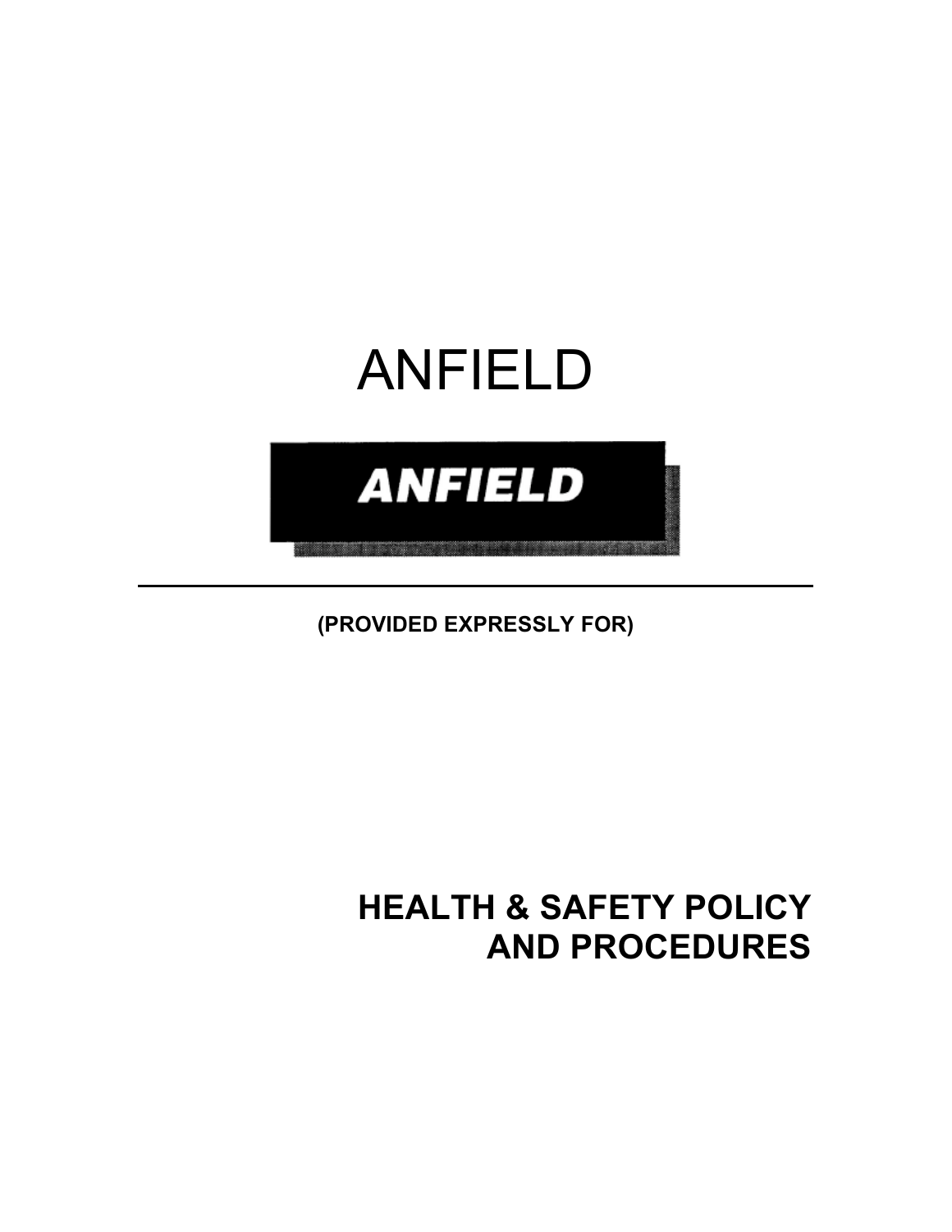# ANFIELD

**ANFIELD**

---

**(PROVIDED EXPRESSLY FOR)**

# HEALTH & SAFETY POLICY AND PROCEDURES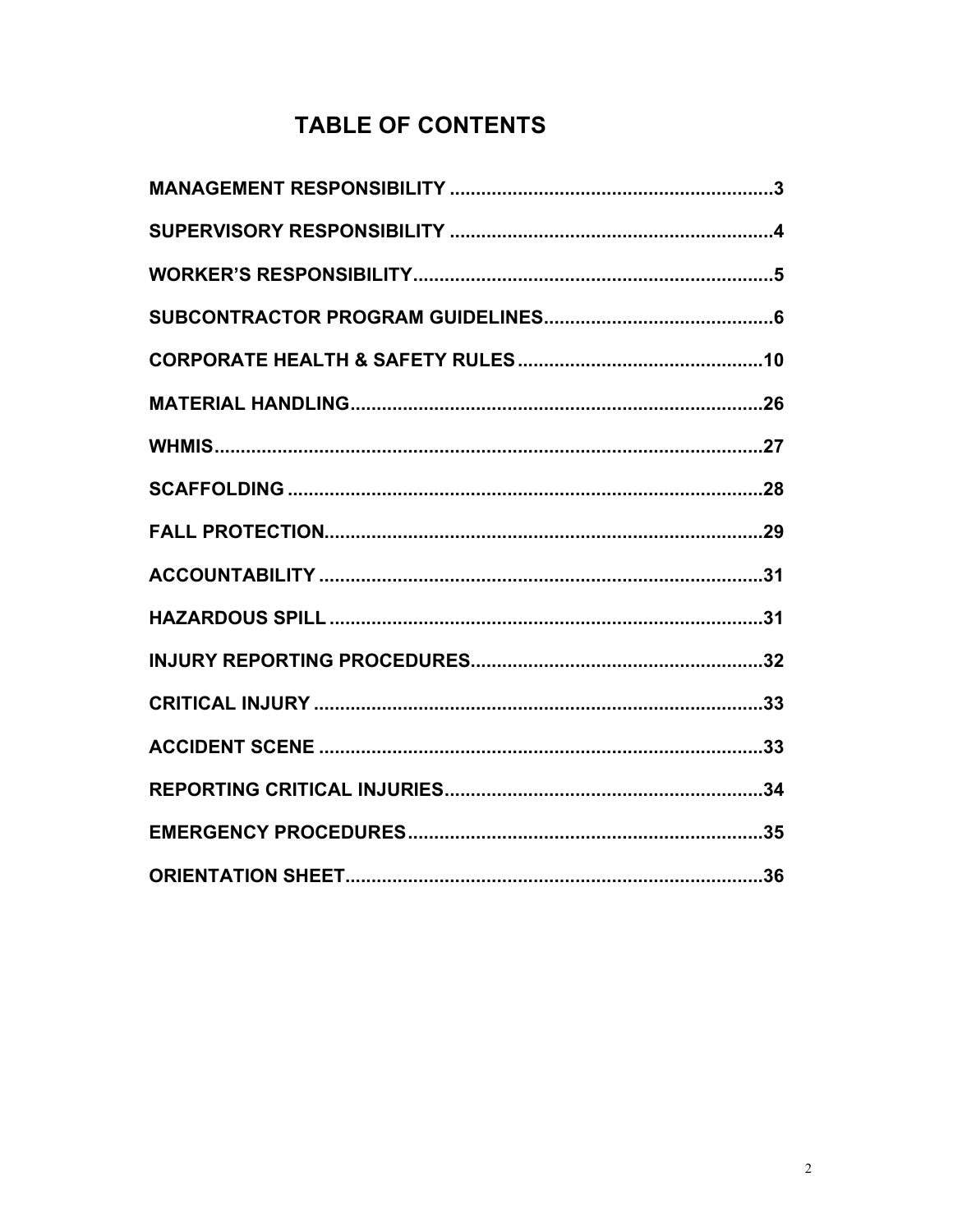# TABLE OF CONTENTS

**MANAGEMENT RESPONSIBILITY .............................................................3**

**SUPERVISORY RESPONSIBILITY ............................................................4**

**WORKER'S RESPONSIBILITY...................................................................5**

**SUBCONTRACTOR PROGRAM GUIDELINES...........................................6**

**CORPORATE HEALTH & SAFETY RULES ..............................................10**

**MATERIAL HANDLING.............................................................................26**

**WHMIS.......................................................................................................27**

**SCAFFOLDING ..........................................................................................28**

**FALL PROTECTION...................................................................................29**

**ACCOUNTABILITY ....................................................................................31**

**HAZARDOUS SPILL ..................................................................................31**

**INJURY REPORTING PROCEDURES.......................................................32**

**CRITICAL INJURY .....................................................................................33**

**ACCIDENT SCENE ....................................................................................33**

**REPORTING CRITICAL INJURIES............................................................34**

**EMERGENCY PROCEDURES...................................................................35**

**ORIENTATION SHEET...............................................................................36**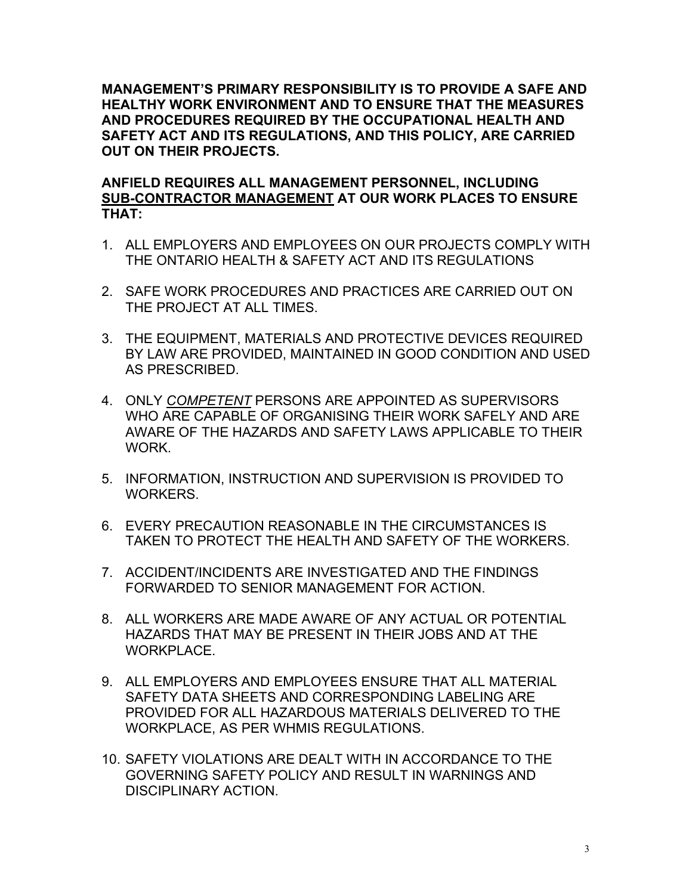**MANAGEMENT'S PRIMARY RESPONSIBILITY IS TO PROVIDE A SAFE AND HEALTHY WORK ENVIRONMENT AND TO ENSURE THAT THE MEASURES AND PROCEDURES REQUIRED BY THE OCCUPATIONAL HEALTH AND SAFETY ACT AND ITS REGULATIONS, AND THIS POLICY, ARE CARRIED OUT ON THEIR PROJECTS.**

**ANFIELD REQUIRES ALL MANAGEMENT PERSONNEL, INCLUDING <u>SUB-CONTRACTOR MANAGEMENT</u> AT OUR WORK PLACES TO ENSURE THAT:**

1. ALL EMPLOYERS AND EMPLOYEES ON OUR PROJECTS COMPLY WITH THE ONTARIO HEALTH & SAFETY ACT AND ITS REGULATIONS

2. SAFE WORK PROCEDURES AND PRACTICES ARE CARRIED OUT ON THE PROJECT AT ALL TIMES.

3. THE EQUIPMENT, MATERIALS AND PROTECTIVE DEVICES REQUIRED BY LAW ARE PROVIDED, MAINTAINED IN GOOD CONDITION AND USED AS PRESCRIBED.

4. ONLY *<u>COMPETENT</u>* PERSONS ARE APPOINTED AS SUPERVISORS WHO ARE CAPABLE OF ORGANISING THEIR WORK SAFELY AND ARE AWARE OF THE HAZARDS AND SAFETY LAWS APPLICABLE TO THEIR WORK.

5. INFORMATION, INSTRUCTION AND SUPERVISION IS PROVIDED TO WORKERS.

6. EVERY PRECAUTION REASONABLE IN THE CIRCUMSTANCES IS TAKEN TO PROTECT THE HEALTH AND SAFETY OF THE WORKERS.

7. ACCIDENT/INCIDENTS ARE INVESTIGATED AND THE FINDINGS FORWARDED TO SENIOR MANAGEMENT FOR ACTION.

8. ALL WORKERS ARE MADE AWARE OF ANY ACTUAL OR POTENTIAL HAZARDS THAT MAY BE PRESENT IN THEIR JOBS AND AT THE WORKPLACE.

9. ALL EMPLOYERS AND EMPLOYEES ENSURE THAT ALL MATERIAL SAFETY DATA SHEETS AND CORRESPONDING LABELING ARE PROVIDED FOR ALL HAZARDOUS MATERIALS DELIVERED TO THE WORKPLACE, AS PER WHMIS REGULATIONS.

10. SAFETY VIOLATIONS ARE DEALT WITH IN ACCORDANCE TO THE GOVERNING SAFETY POLICY AND RESULT IN WARNINGS AND DISCIPLINARY ACTION.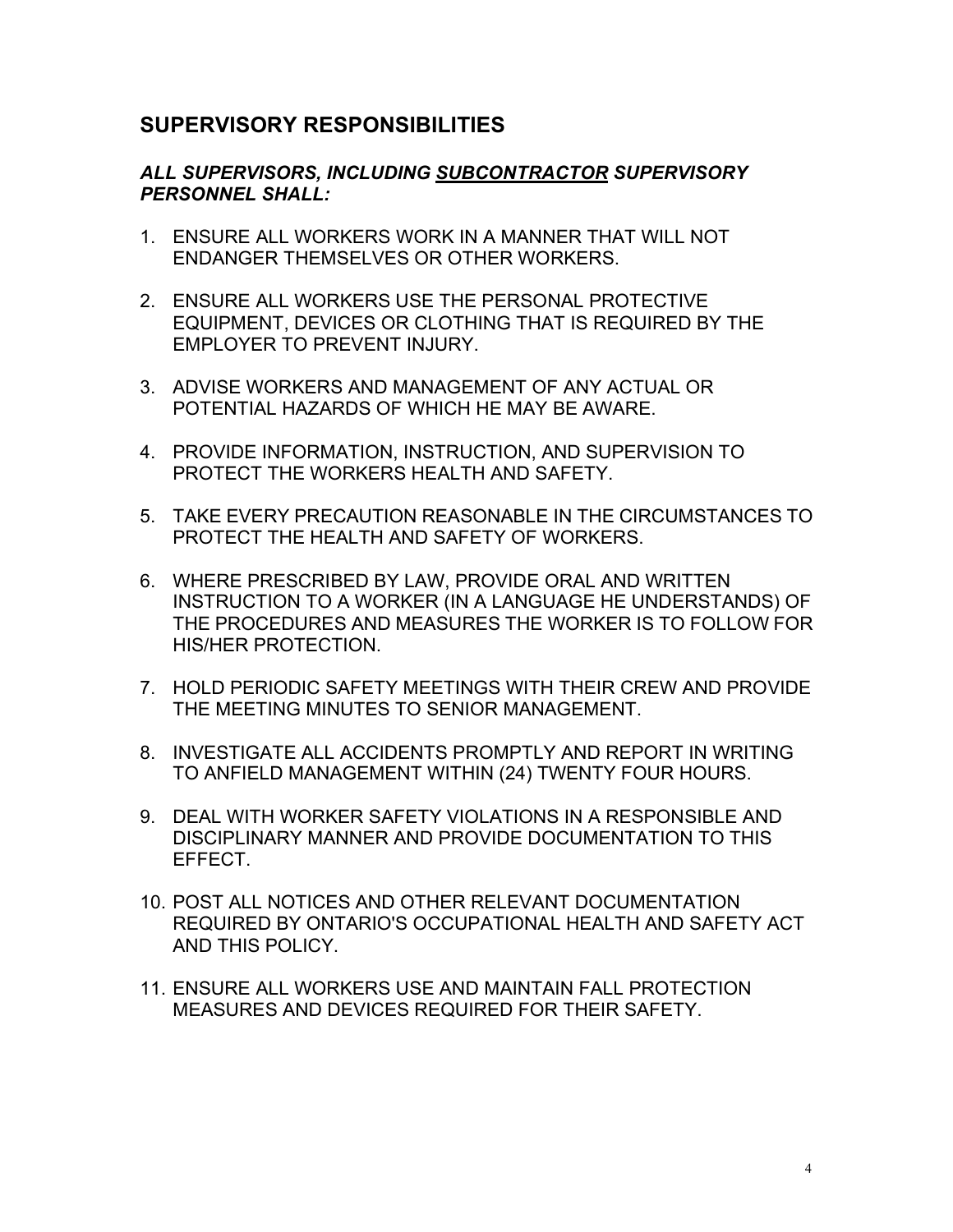## SUPERVISORY RESPONSIBILITIES

***ALL SUPERVISORS, INCLUDING <u>SUBCONTRACTOR</u> SUPERVISORY PERSONNEL SHALL:***

1. ENSURE ALL WORKERS WORK IN A MANNER THAT WILL NOT ENDANGER THEMSELVES OR OTHER WORKERS.
2. ENSURE ALL WORKERS USE THE PERSONAL PROTECTIVE EQUIPMENT, DEVICES OR CLOTHING THAT IS REQUIRED BY THE EMPLOYER TO PREVENT INJURY.
3. ADVISE WORKERS AND MANAGEMENT OF ANY ACTUAL OR POTENTIAL HAZARDS OF WHICH HE MAY BE AWARE.
4. PROVIDE INFORMATION, INSTRUCTION, AND SUPERVISION TO PROTECT THE WORKERS HEALTH AND SAFETY.
5. TAKE EVERY PRECAUTION REASONABLE IN THE CIRCUMSTANCES TO PROTECT THE HEALTH AND SAFETY OF WORKERS.
6. WHERE PRESCRIBED BY LAW, PROVIDE ORAL AND WRITTEN INSTRUCTION TO A WORKER (IN A LANGUAGE HE UNDERSTANDS) OF THE PROCEDURES AND MEASURES THE WORKER IS TO FOLLOW FOR HIS/HER PROTECTION.
7. HOLD PERIODIC SAFETY MEETINGS WITH THEIR CREW AND PROVIDE THE MEETING MINUTES TO SENIOR MANAGEMENT.
8. INVESTIGATE ALL ACCIDENTS PROMPTLY AND REPORT IN WRITING TO ANFIELD MANAGEMENT WITHIN (24) TWENTY FOUR HOURS.
9. DEAL WITH WORKER SAFETY VIOLATIONS IN A RESPONSIBLE AND DISCIPLINARY MANNER AND PROVIDE DOCUMENTATION TO THIS EFFECT.
10. POST ALL NOTICES AND OTHER RELEVANT DOCUMENTATION REQUIRED BY ONTARIO'S OCCUPATIONAL HEALTH AND SAFETY ACT AND THIS POLICY.
11. ENSURE ALL WORKERS USE AND MAINTAIN FALL PROTECTION MEASURES AND DEVICES REQUIRED FOR THEIR SAFETY.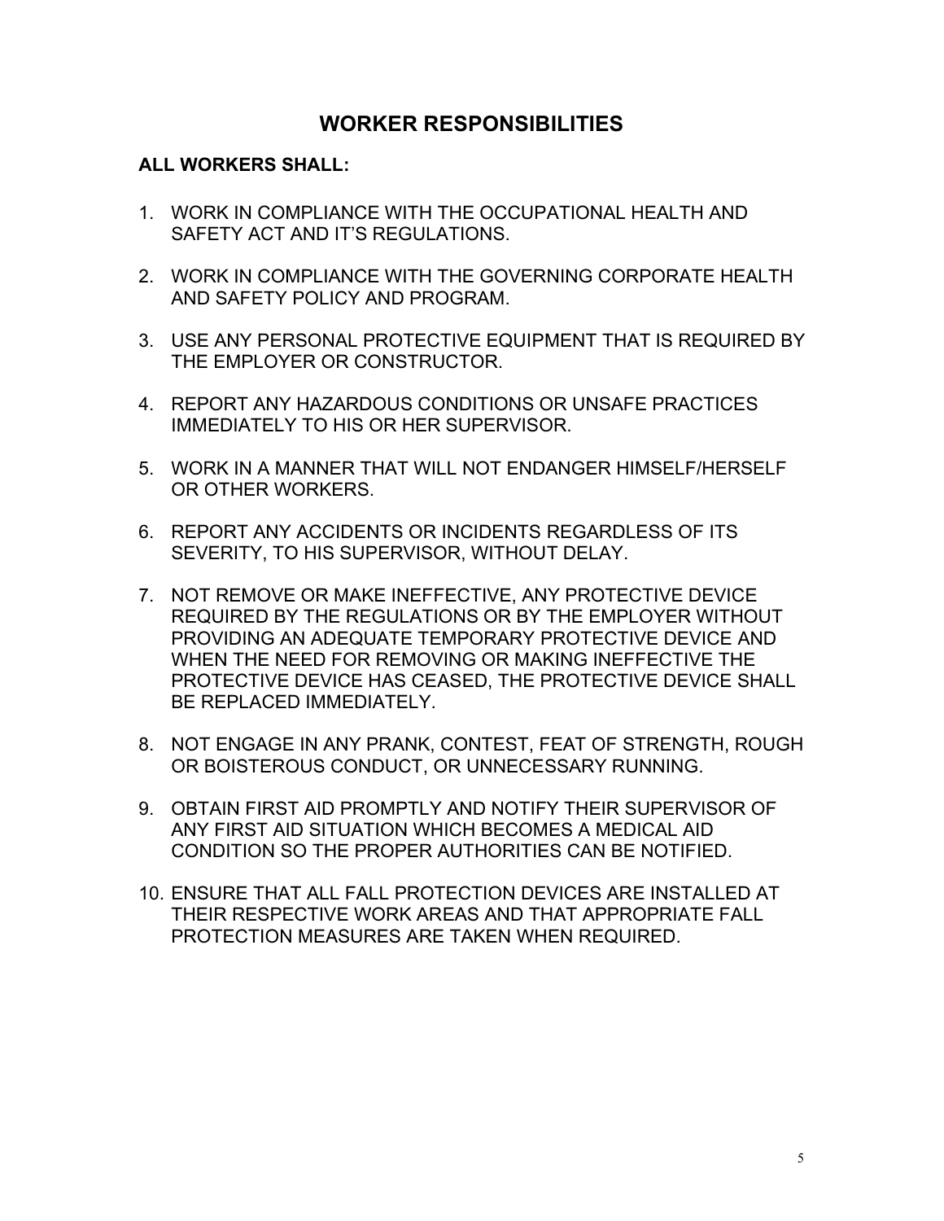# WORKER RESPONSIBILITIES

**ALL WORKERS SHALL:**

1. WORK IN COMPLIANCE WITH THE OCCUPATIONAL HEALTH AND SAFETY ACT AND IT'S REGULATIONS.
2. WORK IN COMPLIANCE WITH THE GOVERNING CORPORATE HEALTH AND SAFETY POLICY AND PROGRAM.
3. USE ANY PERSONAL PROTECTIVE EQUIPMENT THAT IS REQUIRED BY THE EMPLOYER OR CONSTRUCTOR.
4. REPORT ANY HAZARDOUS CONDITIONS OR UNSAFE PRACTICES IMMEDIATELY TO HIS OR HER SUPERVISOR.
5. WORK IN A MANNER THAT WILL NOT ENDANGER HIMSELF/HERSELF OR OTHER WORKERS.
6. REPORT ANY ACCIDENTS OR INCIDENTS REGARDLESS OF ITS SEVERITY, TO HIS SUPERVISOR, WITHOUT DELAY.
7. NOT REMOVE OR MAKE INEFFECTIVE, ANY PROTECTIVE DEVICE REQUIRED BY THE REGULATIONS OR BY THE EMPLOYER WITHOUT PROVIDING AN ADEQUATE TEMPORARY PROTECTIVE DEVICE AND WHEN THE NEED FOR REMOVING OR MAKING INEFFECTIVE THE PROTECTIVE DEVICE HAS CEASED, THE PROTECTIVE DEVICE SHALL BE REPLACED IMMEDIATELY.
8. NOT ENGAGE IN ANY PRANK, CONTEST, FEAT OF STRENGTH, ROUGH OR BOISTEROUS CONDUCT, OR UNNECESSARY RUNNING.
9. OBTAIN FIRST AID PROMPTLY AND NOTIFY THEIR SUPERVISOR OF ANY FIRST AID SITUATION WHICH BECOMES A MEDICAL AID CONDITION SO THE PROPER AUTHORITIES CAN BE NOTIFIED.
10. ENSURE THAT ALL FALL PROTECTION DEVICES ARE INSTALLED AT THEIR RESPECTIVE WORK AREAS AND THAT APPROPRIATE FALL PROTECTION MEASURES ARE TAKEN WHEN REQUIRED.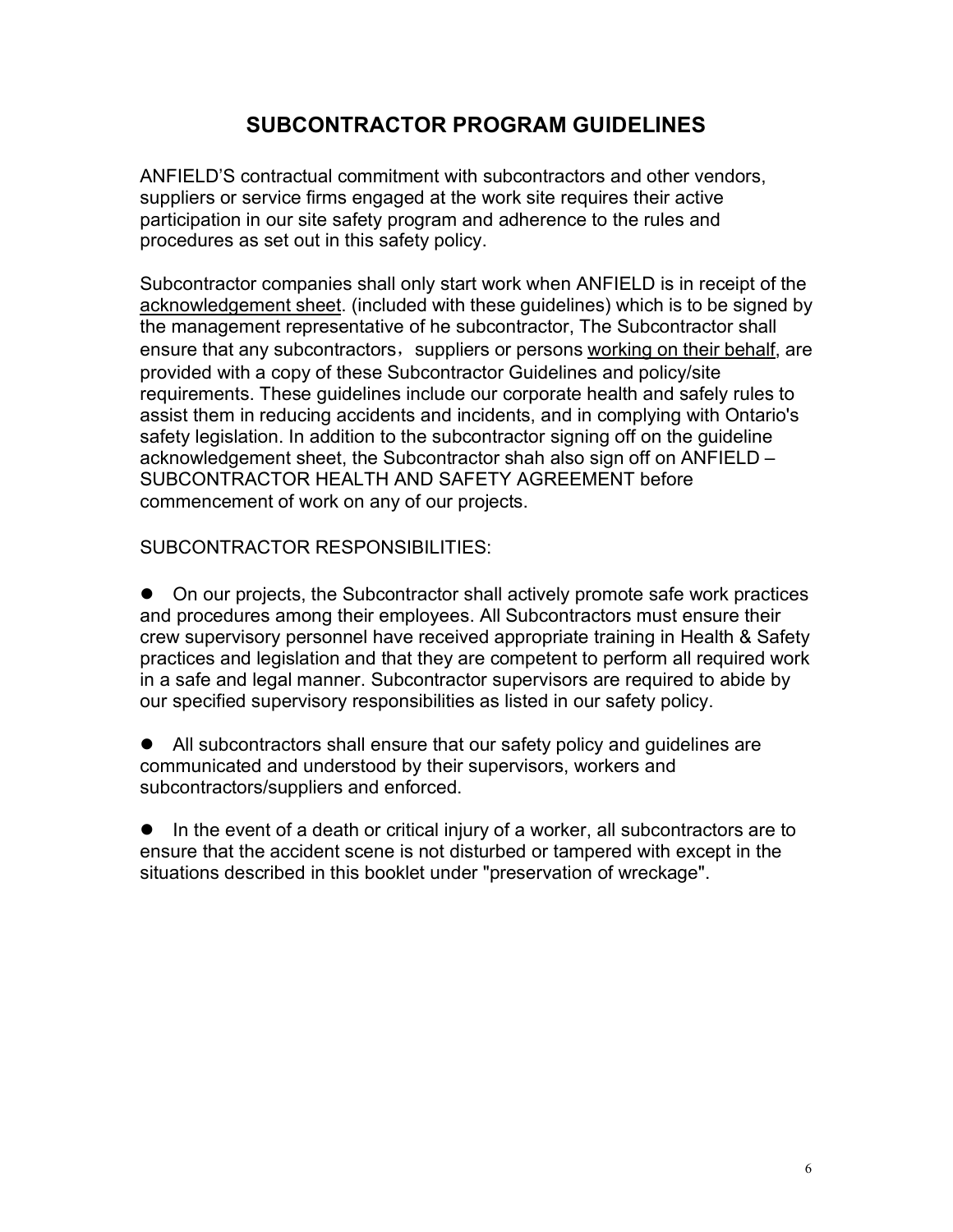# SUBCONTRACTOR PROGRAM GUIDELINES

ANFIELD'S contractual commitment with subcontractors and other vendors, suppliers or service firms engaged at the work site requires their active participation in our site safety program and adherence to the rules and procedures as set out in this safety policy.

Subcontractor companies shall only start work when ANFIELD is in receipt of the <u>acknowledgement sheet</u>. (included with these guidelines) which is to be signed by the management representative of he subcontractor, The Subcontractor shall ensure that any subcontractors，suppliers or persons <u>working on their behalf</u>, are provided with a copy of these Subcontractor Guidelines and policy/site requirements. These guidelines include our corporate health and safely rules to assist them in reducing accidents and incidents, and in complying with Ontario's safety legislation. In addition to the subcontractor signing off on the guideline acknowledgement sheet, the Subcontractor shah also sign off on ANFIELD – SUBCONTRACTOR HEALTH AND SAFETY AGREEMENT before commencement of work on any of our projects.

SUBCONTRACTOR RESPONSIBILITIES:

- On our projects, the Subcontractor shall actively promote safe work practices and procedures among their employees. All Subcontractors must ensure their crew supervisory personnel have received appropriate training in Health & Safety practices and legislation and that they are competent to perform all required work in a safe and legal manner. Subcontractor supervisors are required to abide by our specified supervisory responsibilities as listed in our safety policy.

- All subcontractors shall ensure that our safety policy and guidelines are communicated and understood by their supervisors, workers and subcontractors/suppliers and enforced.

- In the event of a death or critical injury of a worker, all subcontractors are to ensure that the accident scene is not disturbed or tampered with except in the situations described in this booklet under "preservation of wreckage".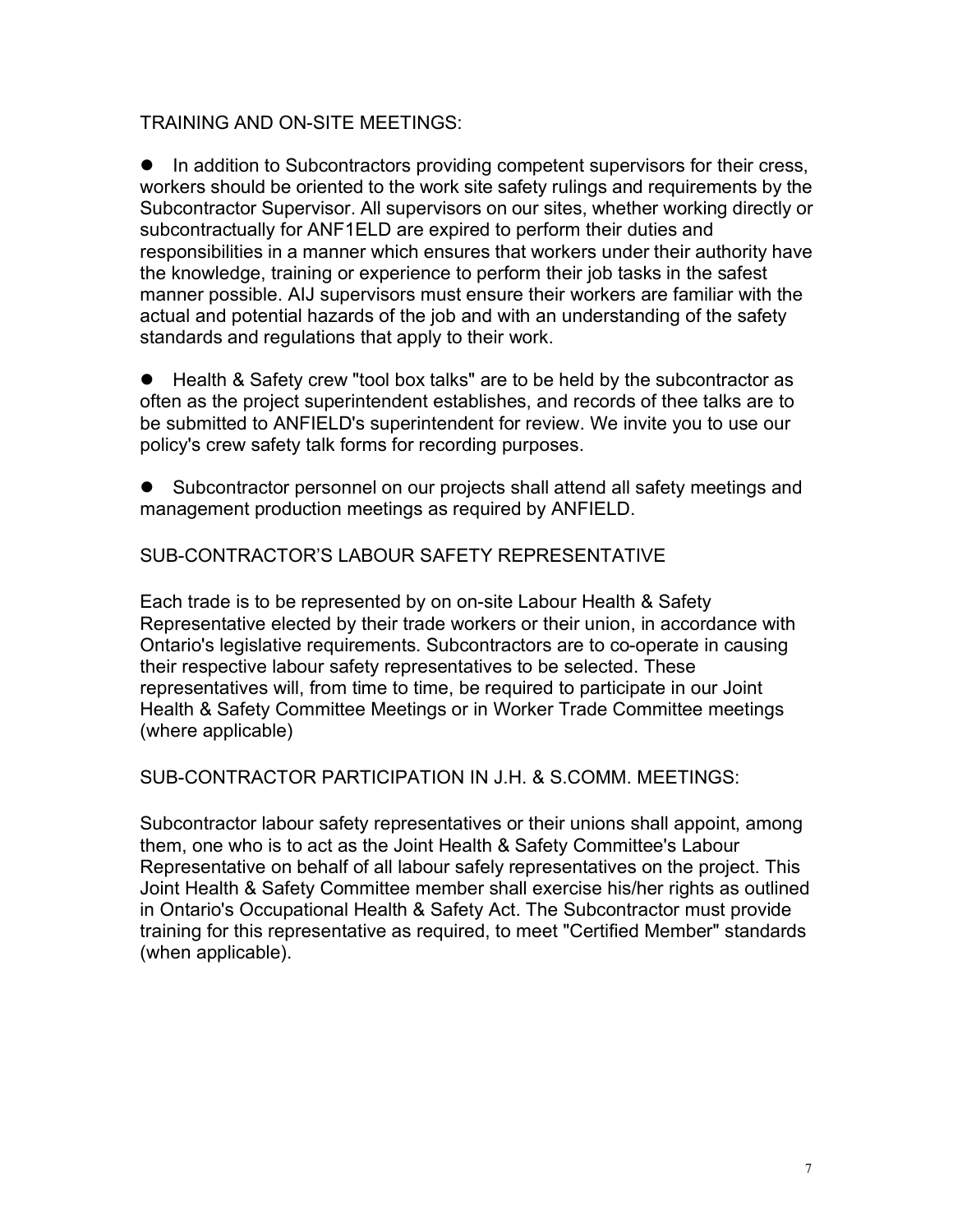TRAINING AND ON-SITE MEETINGS:

- In addition to Subcontractors providing competent supervisors for their cress, workers should be oriented to the work site safety rulings and requirements by the Subcontractor Supervisor. All supervisors on our sites, whether working directly or subcontractually for ANF1ELD are expired to perform their duties and responsibilities in a manner which ensures that workers under their authority have the knowledge, training or experience to perform their job tasks in the safest manner possible. AIJ supervisors must ensure their workers are familiar with the actual and potential hazards of the job and with an understanding of the safety standards and regulations that apply to their work.

- Health & Safety crew "tool box talks" are to be held by the subcontractor as often as the project superintendent establishes, and records of thee talks are to be submitted to ANFIELD's superintendent for review. We invite you to use our policy's crew safety talk forms for recording purposes.

- Subcontractor personnel on our projects shall attend all safety meetings and management production meetings as required by ANFIELD.

SUB-CONTRACTOR'S LABOUR SAFETY REPRESENTATIVE

Each trade is to be represented by on on-site Labour Health & Safety Representative elected by their trade workers or their union, in accordance with Ontario's legislative requirements. Subcontractors are to co-operate in causing their respective labour safety representatives to be selected. These representatives will, from time to time, be required to participate in our Joint Health & Safety Committee Meetings or in Worker Trade Committee meetings (where applicable)

SUB-CONTRACTOR PARTICIPATION IN J.H. & S.COMM. MEETINGS:

Subcontractor labour safety representatives or their unions shall appoint, among them, one who is to act as the Joint Health & Safety Committee's Labour Representative on behalf of all labour safely representatives on the project. This Joint Health & Safety Committee member shall exercise his/her rights as outlined in Ontario's Occupational Health & Safety Act. The Subcontractor must provide training for this representative as required, to meet "Certified Member" standards (when applicable).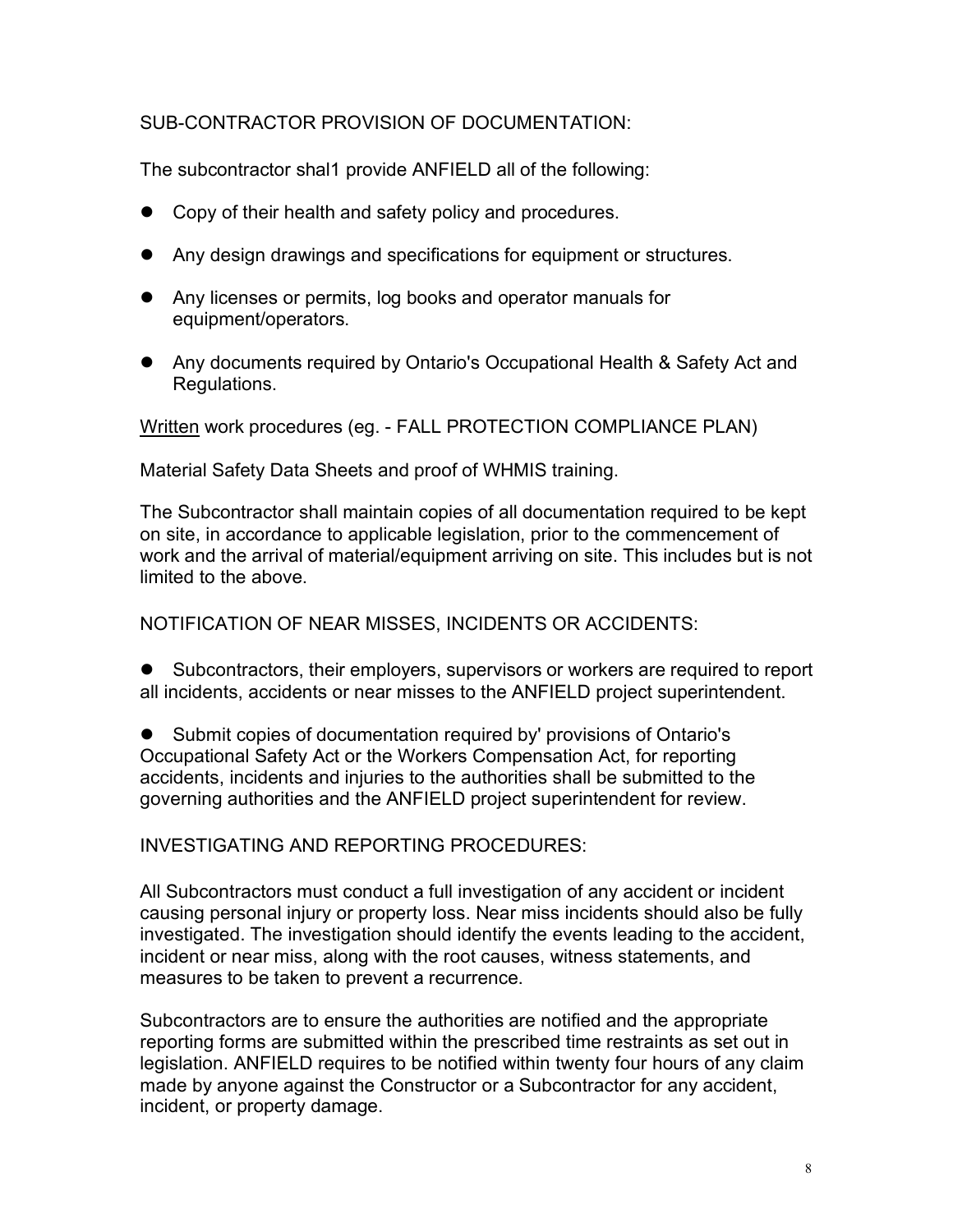## SUB-CONTRACTOR PROVISION OF DOCUMENTATION:

The subcontractor shal1 provide ANFIELD all of the following:

- Copy of their health and safety policy and procedures.
- Any design drawings and specifications for equipment or structures.
- Any licenses or permits, log books and operator manuals for equipment/operators.
- Any documents required by Ontario's Occupational Health & Safety Act and Regulations.

Written work procedures (eg. - FALL PROTECTION COMPLIANCE PLAN)

Material Safety Data Sheets and proof of WHMIS training.

The Subcontractor shall maintain copies of all documentation required to be kept on site, in accordance to applicable legislation, prior to the commencement of work and the arrival of material/equipment arriving on site. This includes but is not limited to the above.

## NOTIFICATION OF NEAR MISSES, INCIDENTS OR ACCIDENTS:

- Subcontractors, their employers, supervisors or workers are required to report all incidents, accidents or near misses to the ANFIELD project superintendent.
- Submit copies of documentation required by' provisions of Ontario's Occupational Safety Act or the Workers Compensation Act, for reporting accidents, incidents and injuries to the authorities shall be submitted to the governing authorities and the ANFIELD project superintendent for review.

## INVESTIGATING AND REPORTING PROCEDURES:

All Subcontractors must conduct a full investigation of any accident or incident causing personal injury or property loss. Near miss incidents should also be fully investigated. The investigation should identify the events leading to the accident, incident or near miss, along with the root causes, witness statements, and measures to be taken to prevent a recurrence.

Subcontractors are to ensure the authorities are notified and the appropriate reporting forms are submitted within the prescribed time restraints as set out in legislation. ANFIELD requires to be notified within twenty four hours of any claim made by anyone against the Constructor or a Subcontractor for any accident, incident, or property damage.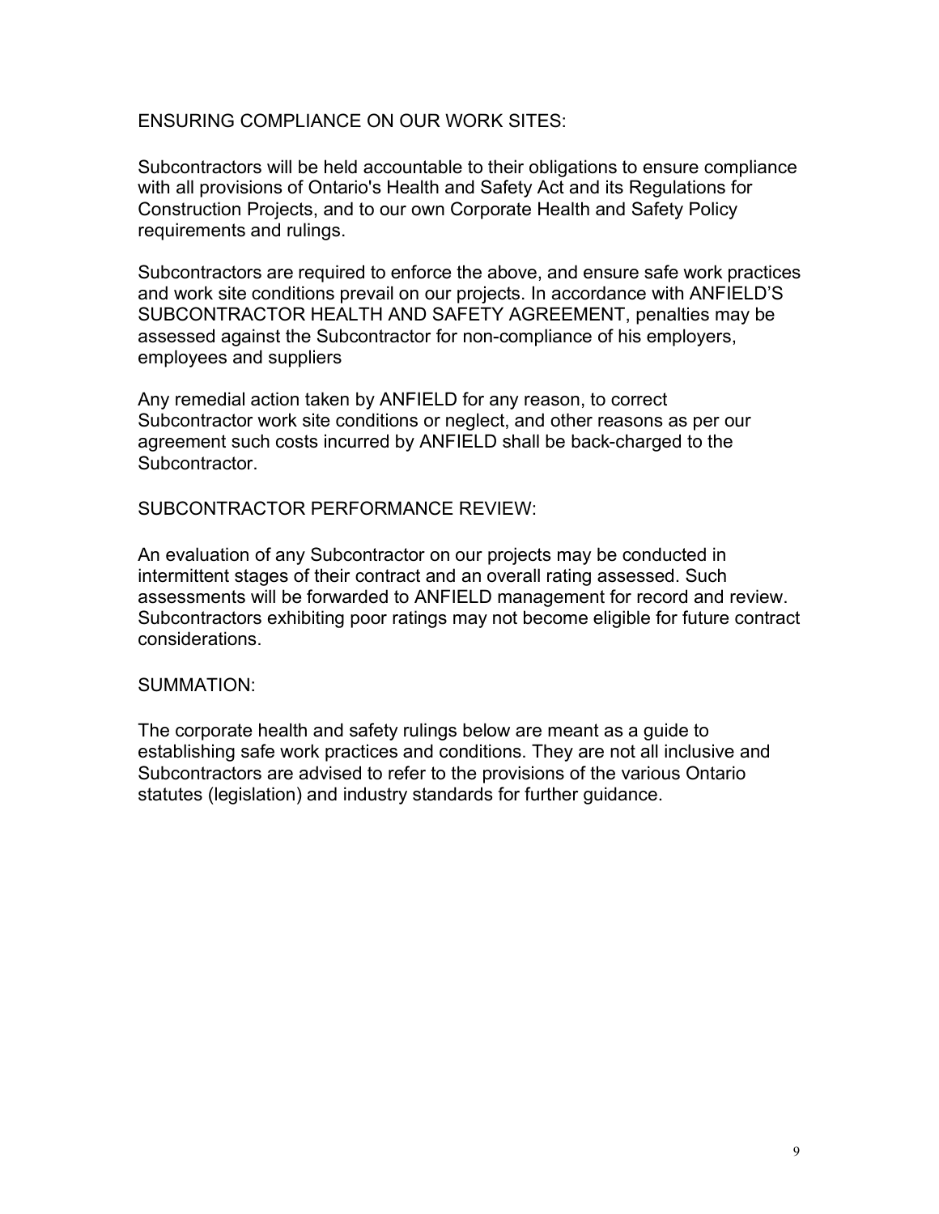## ENSURING COMPLIANCE ON OUR WORK SITES:

Subcontractors will be held accountable to their obligations to ensure compliance with all provisions of Ontario's Health and Safety Act and its Regulations for Construction Projects, and to our own Corporate Health and Safety Policy requirements and rulings.

Subcontractors are required to enforce the above, and ensure safe work practices and work site conditions prevail on our projects. In accordance with ANFIELD'S SUBCONTRACTOR HEALTH AND SAFETY AGREEMENT, penalties may be assessed against the Subcontractor for non-compliance of his employers, employees and suppliers

Any remedial action taken by ANFIELD for any reason, to correct Subcontractor work site conditions or neglect, and other reasons as per our agreement such costs incurred by ANFIELD shall be back-charged to the Subcontractor.

## SUBCONTRACTOR PERFORMANCE REVIEW:

An evaluation of any Subcontractor on our projects may be conducted in intermittent stages of their contract and an overall rating assessed. Such assessments will be forwarded to ANFIELD management for record and review. Subcontractors exhibiting poor ratings may not become eligible for future contract considerations.

## SUMMATION:

The corporate health and safety rulings below are meant as a guide to establishing safe work practices and conditions. They are not all inclusive and Subcontractors are advised to refer to the provisions of the various Ontario statutes (legislation) and industry standards for further guidance.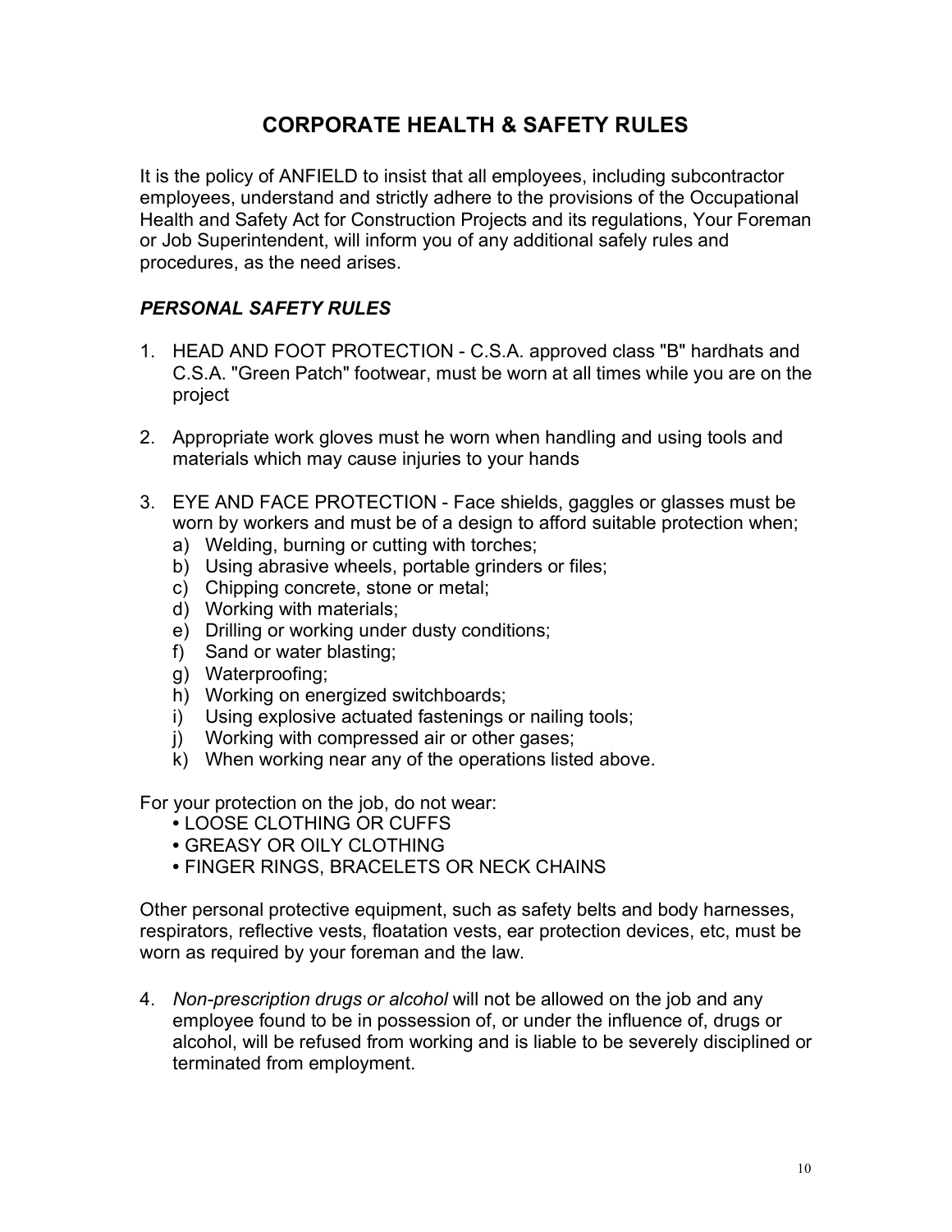# CORPORATE HEALTH & SAFETY RULES

It is the policy of ANFIELD to insist that all employees, including subcontractor employees, understand and strictly adhere to the provisions of the Occupational Health and Safety Act for Construction Projects and its regulations, Your Foreman or Job Superintendent, will inform you of any additional safely rules and procedures, as the need arises.

## *PERSONAL SAFETY RULES*

1. HEAD AND FOOT PROTECTION - C.S.A. approved class "B" hardhats and C.S.A. "Green Patch" footwear, must be worn at all times while you are on the project

2. Appropriate work gloves must he worn when handling and using tools and materials which may cause injuries to your hands

3. EYE AND FACE PROTECTION - Face shields, gaggles or glasses must be worn by workers and must be of a design to afford suitable protection when;
   a) Welding, burning or cutting with torches;
   b) Using abrasive wheels, portable grinders or files;
   c) Chipping concrete, stone or metal;
   d) Working with materials;
   e) Drilling or working under dusty conditions;
   f) Sand or water blasting;
   g) Waterproofing;
   h) Working on energized switchboards;
   i) Using explosive actuated fastenings or nailing tools;
   j) Working with compressed air or other gases;
   k) When working near any of the operations listed above.

For your protection on the job, do not wear:
- LOOSE CLOTHING OR CUFFS
- GREASY OR OILY CLOTHING
- FINGER RINGS, BRACELETS OR NECK CHAINS

Other personal protective equipment, such as safety belts and body harnesses, respirators, reflective vests, floatation vests, ear protection devices, etc, must be worn as required by your foreman and the law.

4. *Non-prescription drugs or alcohol* will not be allowed on the job and any employee found to be in possession of, or under the influence of, drugs or alcohol, will be refused from working and is liable to be severely disciplined or terminated from employment.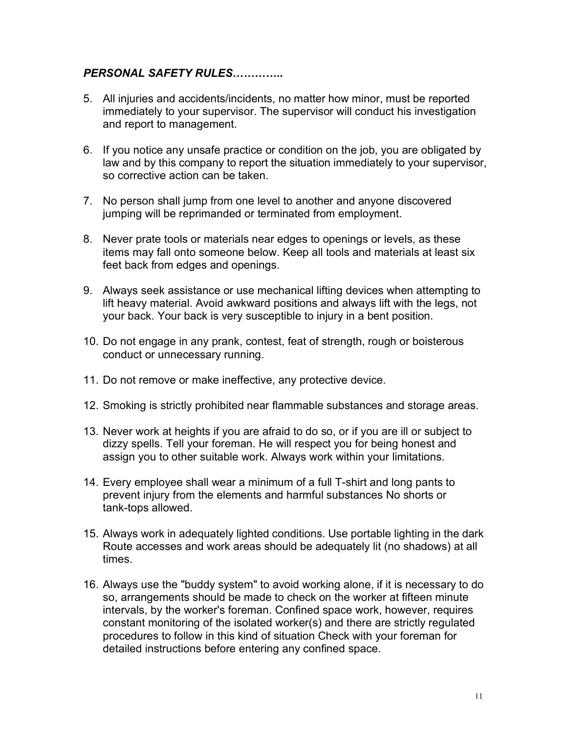### *PERSONAL SAFETY RULES…………..*

5. All injuries and accidents/incidents, no matter how minor, must be reported immediately to your supervisor. The supervisor will conduct his investigation and report to management.

6. If you notice any unsafe practice or condition on the job, you are obligated by law and by this company to report the situation immediately to your supervisor, so corrective action can be taken.

7. No person shall jump from one level to another and anyone discovered jumping will be reprimanded or terminated from employment.

8. Never prate tools or materials near edges to openings or levels, as these items may fall onto someone below. Keep all tools and materials at least six feet back from edges and openings.

9. Always seek assistance or use mechanical lifting devices when attempting to lift heavy material. Avoid awkward positions and always lift with the legs, not your back. Your back is very susceptible to injury in a bent position.

10. Do not engage in any prank, contest, feat of strength, rough or boisterous conduct or unnecessary running.

11. Do not remove or make ineffective, any protective device.

12. Smoking is strictly prohibited near flammable substances and storage areas.

13. Never work at heights if you are afraid to do so, or if you are ill or subject to dizzy spells. Tell your foreman. He will respect you for being honest and assign you to other suitable work. Always work within your limitations.

14. Every employee shall wear a minimum of a full T-shirt and long pants to prevent injury from the elements and harmful substances No shorts or tank-tops allowed.

15. Always work in adequately lighted conditions. Use portable lighting in the dark Route accesses and work areas should be adequately lit (no shadows) at all times.

16. Always use the "buddy system" to avoid working alone, if it is necessary to do so, arrangements should be made to check on the worker at fifteen minute intervals, by the worker's foreman. Confined space work, however, requires constant monitoring of the isolated worker(s) and there are strictly regulated procedures to follow in this kind of situation Check with your foreman for detailed instructions before entering any confined space.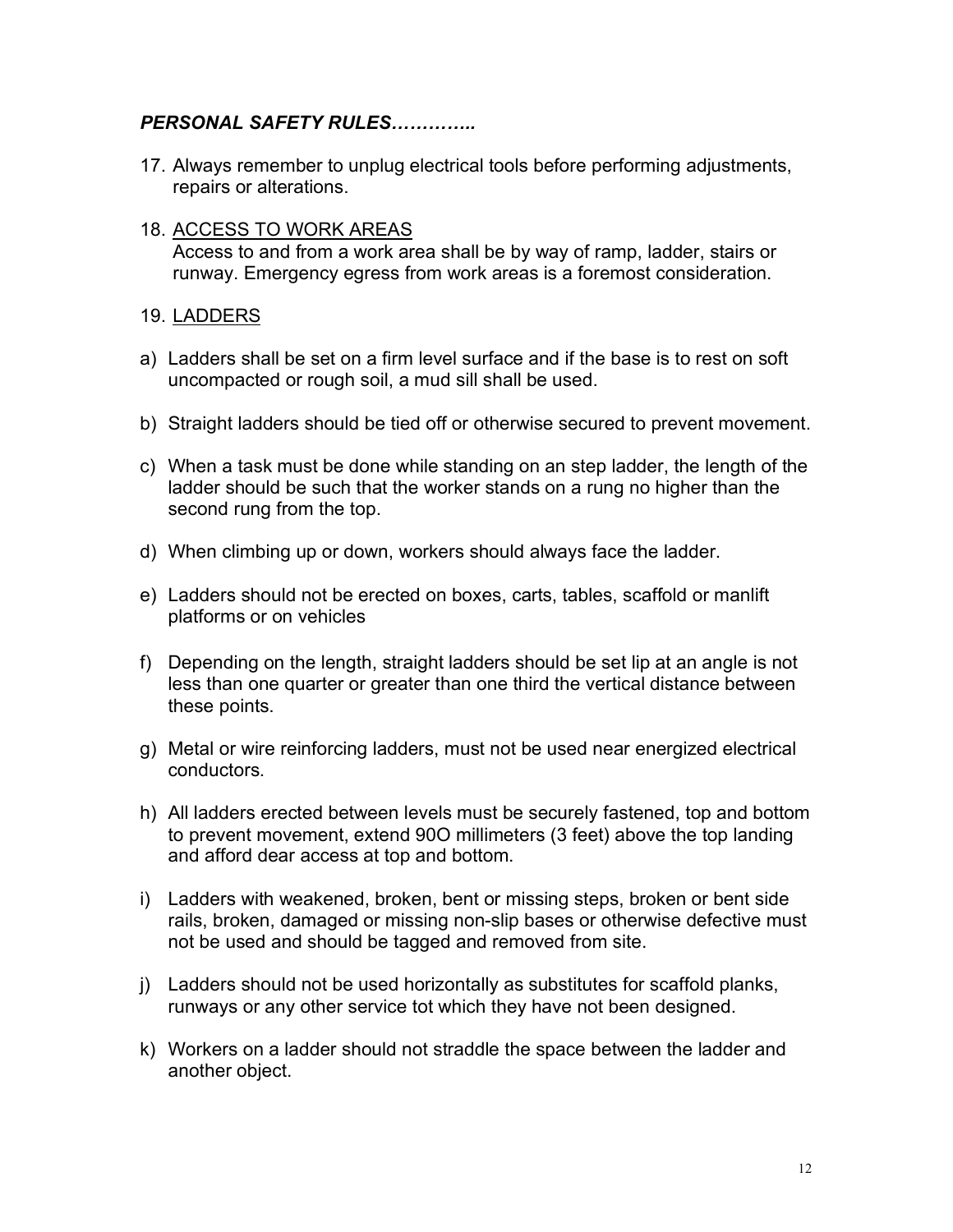***PERSONAL SAFETY RULES…………..***

17. Always remember to unplug electrical tools before performing adjustments, repairs or alterations.

18. ACCESS TO WORK AREAS
    Access to and from a work area shall be by way of ramp, ladder, stairs or runway. Emergency egress from work areas is a foremost consideration.

19. LADDERS

a) Ladders shall be set on a firm level surface and if the base is to rest on soft uncompacted or rough soil, a mud sill shall be used.

b) Straight ladders should be tied off or otherwise secured to prevent movement.

c) When a task must be done while standing on an step ladder, the length of the ladder should be such that the worker stands on a rung no higher than the second rung from the top.

d) When climbing up or down, workers should always face the ladder.

e) Ladders should not be erected on boxes, carts, tables, scaffold or manlift platforms or on vehicles

f) Depending on the length, straight ladders should be set lip at an angle is not less than one quarter or greater than one third the vertical distance between these points.

g) Metal or wire reinforcing ladders, must not be used near energized electrical conductors.

h) All ladders erected between levels must be securely fastened, top and bottom to prevent movement, extend 90O millimeters (3 feet) above the top landing and afford dear access at top and bottom.

i) Ladders with weakened, broken, bent or missing steps, broken or bent side rails, broken, damaged or missing non-slip bases or otherwise defective must not be used and should be tagged and removed from site.

j) Ladders should not be used horizontally as substitutes for scaffold planks, runways or any other service tot which they have not been designed.

k) Workers on a ladder should not straddle the space between the ladder and another object.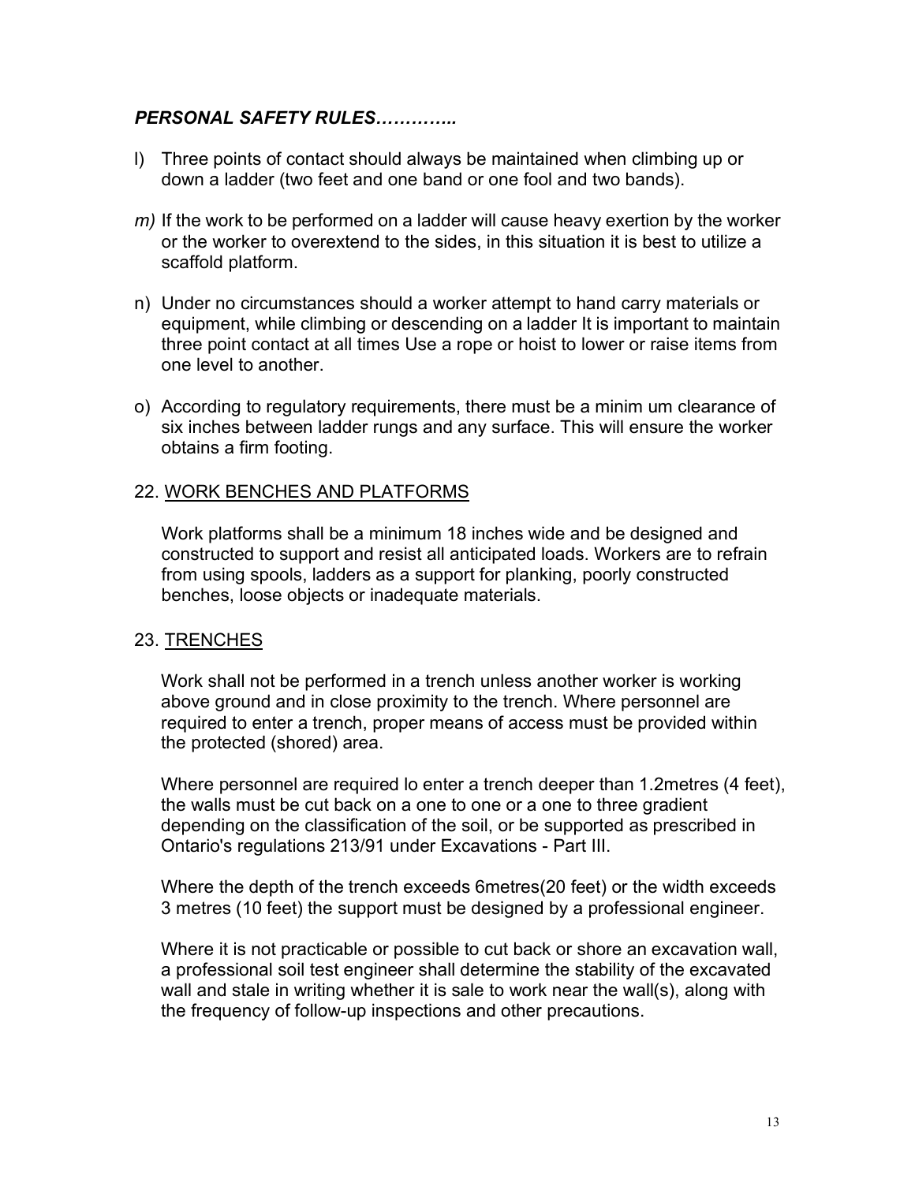***PERSONAL SAFETY RULES…………..***

l) Three points of contact should always be maintained when climbing up or down a ladder (two feet and one band or one fool and two bands).

*m)* If the work to be performed on a ladder will cause heavy exertion by the worker or the worker to overextend to the sides, in this situation it is best to utilize a scaffold platform.

n) Under no circumstances should a worker attempt to hand carry materials or equipment, while climbing or descending on a ladder It is important to maintain three point contact at all times Use a rope or hoist to lower or raise items from one level to another.

o) According to regulatory requirements, there must be a minim um clearance of six inches between ladder rungs and any surface. This will ensure the worker obtains a firm footing.

22. <u>WORK BENCHES AND PLATFORMS</u>

Work platforms shall be a minimum 18 inches wide and be designed and constructed to support and resist all anticipated loads. Workers are to refrain from using spools, ladders as a support for planking, poorly constructed benches, loose objects or inadequate materials.

23. <u>TRENCHES</u>

Work shall not be performed in a trench unless another worker is working above ground and in close proximity to the trench. Where personnel are required to enter a trench, proper means of access must be provided within the protected (shored) area.

Where personnel are required lo enter a trench deeper than 1.2metres (4 feet), the walls must be cut back on a one to one or a one to three gradient depending on the classification of the soil, or be supported as prescribed in Ontario's regulations 213/91 under Excavations - Part III.

Where the depth of the trench exceeds 6metres(20 feet) or the width exceeds 3 metres (10 feet) the support must be designed by a professional engineer.

Where it is not practicable or possible to cut back or shore an excavation wall, a professional soil test engineer shall determine the stability of the excavated wall and stale in writing whether it is sale to work near the wall(s), along with the frequency of follow-up inspections and other precautions.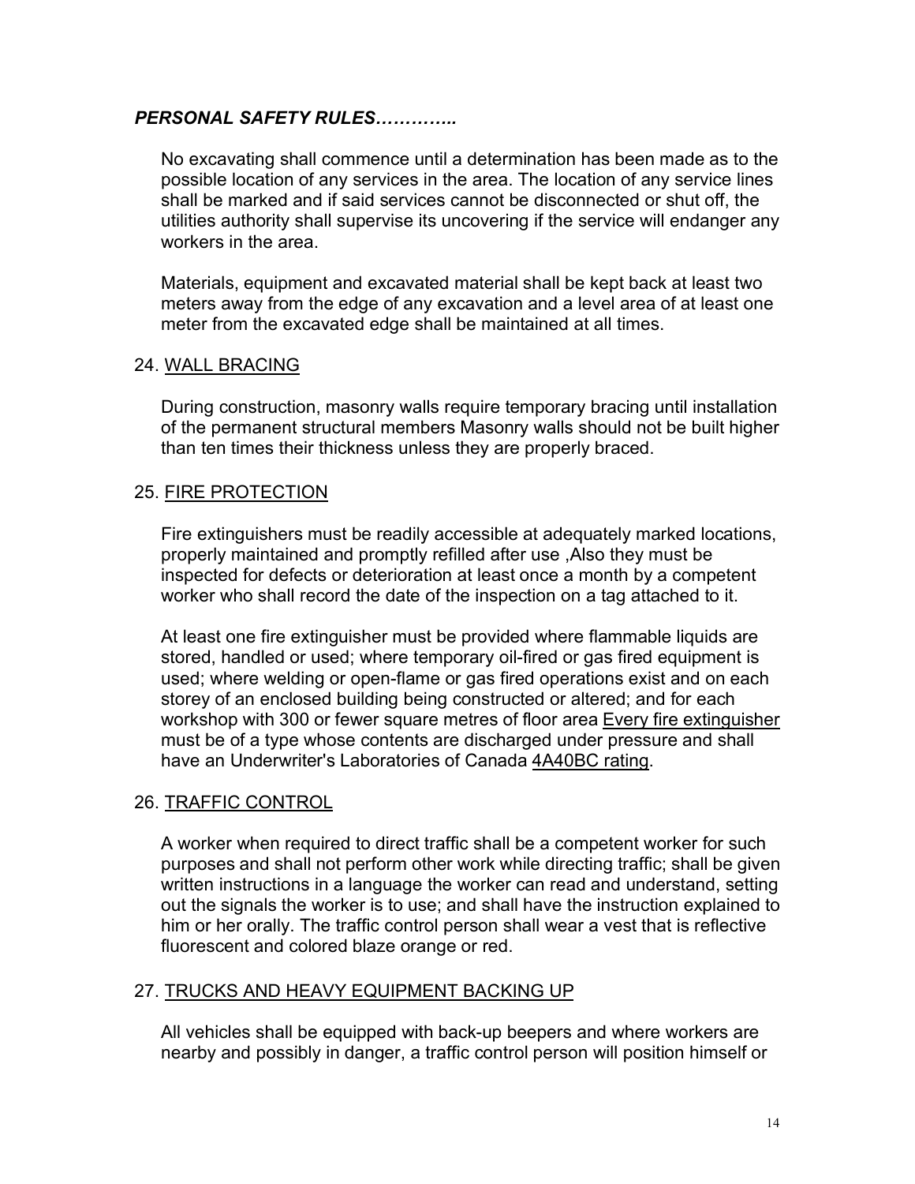***PERSONAL SAFETY RULES…………..***

No excavating shall commence until a determination has been made as to the possible location of any services in the area. The location of any service lines shall be marked and if said services cannot be disconnected or shut off, the utilities authority shall supervise its uncovering if the service will endanger any workers in the area.

Materials, equipment and excavated material shall be kept back at least two meters away from the edge of any excavation and a level area of at least one meter from the excavated edge shall be maintained at all times.

24. <u>WALL BRACING</u>

During construction, masonry walls require temporary bracing until installation of the permanent structural members Masonry walls should not be built higher than ten times their thickness unless they are properly braced.

25. <u>FIRE PROTECTION</u>

Fire extinguishers must be readily accessible at adequately marked locations, properly maintained and promptly refilled after use ,Also they must be inspected for defects or deterioration at least once a month by a competent worker who shall record the date of the inspection on a tag attached to it.

At least one fire extinguisher must be provided where flammable liquids are stored, handled or used; where temporary oil-fired or gas fired equipment is used; where welding or open-flame or gas fired operations exist and on each storey of an enclosed building being constructed or altered; and for each workshop with 300 or fewer square metres of floor area <u>Every fire extinguisher</u> must be of a type whose contents are discharged under pressure and shall have an Underwriter's Laboratories of Canada <u>4A40BC rating</u>.

26. <u>TRAFFIC CONTROL</u>

A worker when required to direct traffic shall be a competent worker for such purposes and shall not perform other work while directing traffic; shall be given written instructions in a language the worker can read and understand, setting out the signals the worker is to use; and shall have the instruction explained to him or her orally. The traffic control person shall wear a vest that is reflective fluorescent and colored blaze orange or red.

27. <u>TRUCKS AND HEAVY EQUIPMENT BACKING UP</u>

All vehicles shall be equipped with back-up beepers and where workers are nearby and possibly in danger, a traffic control person will position himself or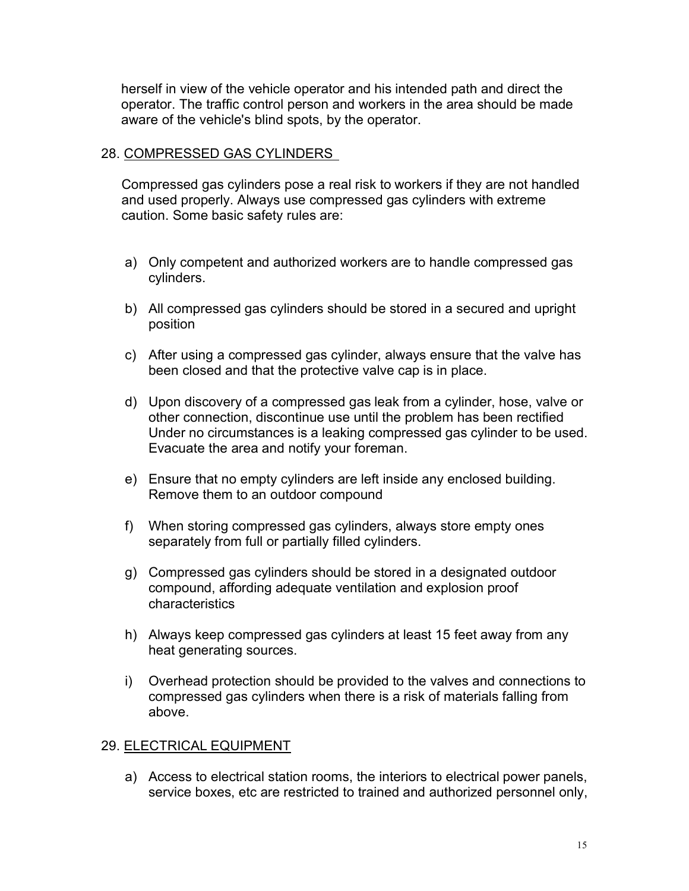herself in view of the vehicle operator and his intended path and direct the operator. The traffic control person and workers in the area should be made aware of the vehicle's blind spots, by the operator.

## 28. COMPRESSED GAS CYLINDERS

Compressed gas cylinders pose a real risk to workers if they are not handled and used properly. Always use compressed gas cylinders with extreme caution. Some basic safety rules are:

a) Only competent and authorized workers are to handle compressed gas cylinders.

b) All compressed gas cylinders should be stored in a secured and upright position

c) After using a compressed gas cylinder, always ensure that the valve has been closed and that the protective valve cap is in place.

d) Upon discovery of a compressed gas leak from a cylinder, hose, valve or other connection, discontinue use until the problem has been rectified Under no circumstances is a leaking compressed gas cylinder to be used. Evacuate the area and notify your foreman.

e) Ensure that no empty cylinders are left inside any enclosed building. Remove them to an outdoor compound

f) When storing compressed gas cylinders, always store empty ones separately from full or partially filled cylinders.

g) Compressed gas cylinders should be stored in a designated outdoor compound, affording adequate ventilation and explosion proof characteristics

h) Always keep compressed gas cylinders at least 15 feet away from any heat generating sources.

i) Overhead protection should be provided to the valves and connections to compressed gas cylinders when there is a risk of materials falling from above.

## 29. ELECTRICAL EQUIPMENT

a) Access to electrical station rooms, the interiors to electrical power panels, service boxes, etc are restricted to trained and authorized personnel only,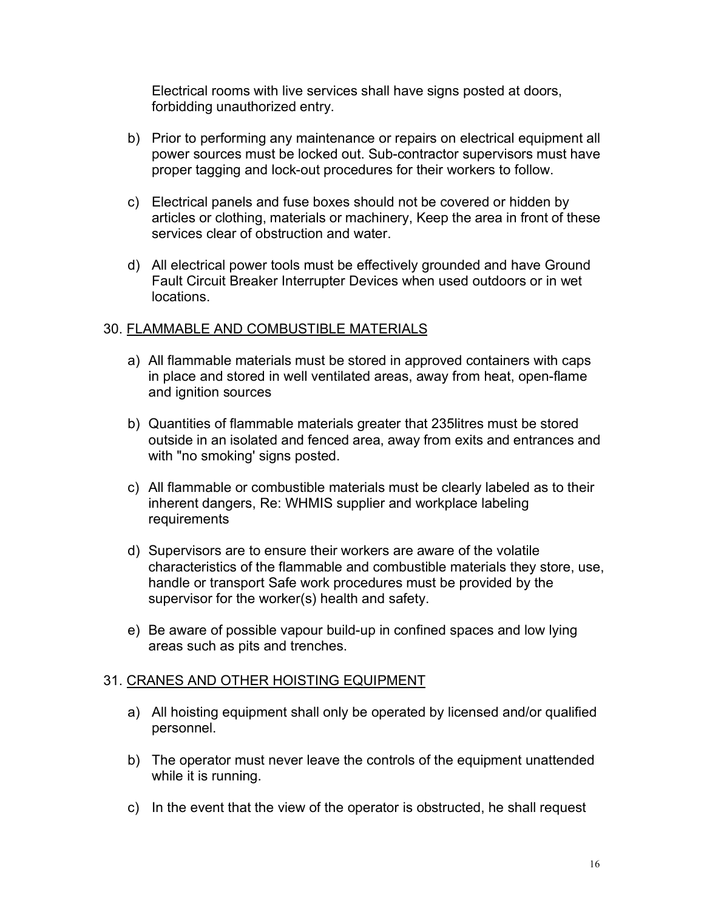Electrical rooms with live services shall have signs posted at doors, forbidding unauthorized entry.

b) Prior to performing any maintenance or repairs on electrical equipment all power sources must be locked out. Sub-contractor supervisors must have proper tagging and lock-out procedures for their workers to follow.

c) Electrical panels and fuse boxes should not be covered or hidden by articles or clothing, materials or machinery, Keep the area in front of these services clear of obstruction and water.

d) All electrical power tools must be effectively grounded and have Ground Fault Circuit Breaker Interrupter Devices when used outdoors or in wet locations.

## 30. <u>FLAMMABLE AND COMBUSTIBLE MATERIALS</u>

a) All flammable materials must be stored in approved containers with caps in place and stored in well ventilated areas, away from heat, open-flame and ignition sources

b) Quantities of flammable materials greater that 235litres must be stored outside in an isolated and fenced area, away from exits and entrances and with "no smoking' signs posted.

c) All flammable or combustible materials must be clearly labeled as to their inherent dangers, Re: WHMIS supplier and workplace labeling requirements

d) Supervisors are to ensure their workers are aware of the volatile characteristics of the flammable and combustible materials they store, use, handle or transport Safe work procedures must be provided by the supervisor for the worker(s) health and safety.

e) Be aware of possible vapour build-up in confined spaces and low lying areas such as pits and trenches.

## 31. <u>CRANES AND OTHER HOISTING EQUIPMENT</u>

a) All hoisting equipment shall only be operated by licensed and/or qualified personnel.

b) The operator must never leave the controls of the equipment unattended while it is running.

c) In the event that the view of the operator is obstructed, he shall request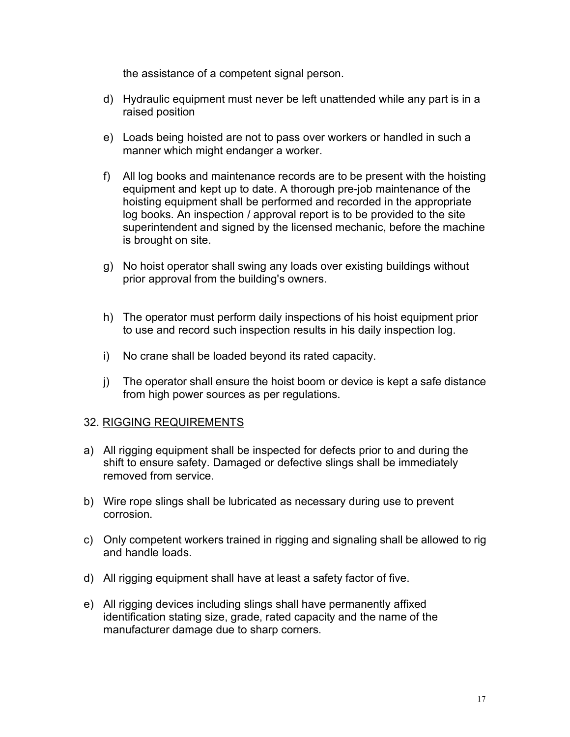the assistance of a competent signal person.

d) Hydraulic equipment must never be left unattended while any part is in a raised position

e) Loads being hoisted are not to pass over workers or handled in such a manner which might endanger a worker.

f) All log books and maintenance records are to be present with the hoisting equipment and kept up to date. A thorough pre-job maintenance of the hoisting equipment shall be performed and recorded in the appropriate log books. An inspection / approval report is to be provided to the site superintendent and signed by the licensed mechanic, before the machine is brought on site.

g) No hoist operator shall swing any loads over existing buildings without prior approval from the building's owners.

h) The operator must perform daily inspections of his hoist equipment prior to use and record such inspection results in his daily inspection log.

i) No crane shall be loaded beyond its rated capacity.

j) The operator shall ensure the hoist boom or device is kept a safe distance from high power sources as per regulations.

## 32. RIGGING REQUIREMENTS

a) All rigging equipment shall be inspected for defects prior to and during the shift to ensure safety. Damaged or defective slings shall be immediately removed from service.

b) Wire rope slings shall be lubricated as necessary during use to prevent corrosion.

c) Only competent workers trained in rigging and signaling shall be allowed to rig and handle loads.

d) All rigging equipment shall have at least a safety factor of five.

e) All rigging devices including slings shall have permanently affixed identification stating size, grade, rated capacity and the name of the manufacturer damage due to sharp corners.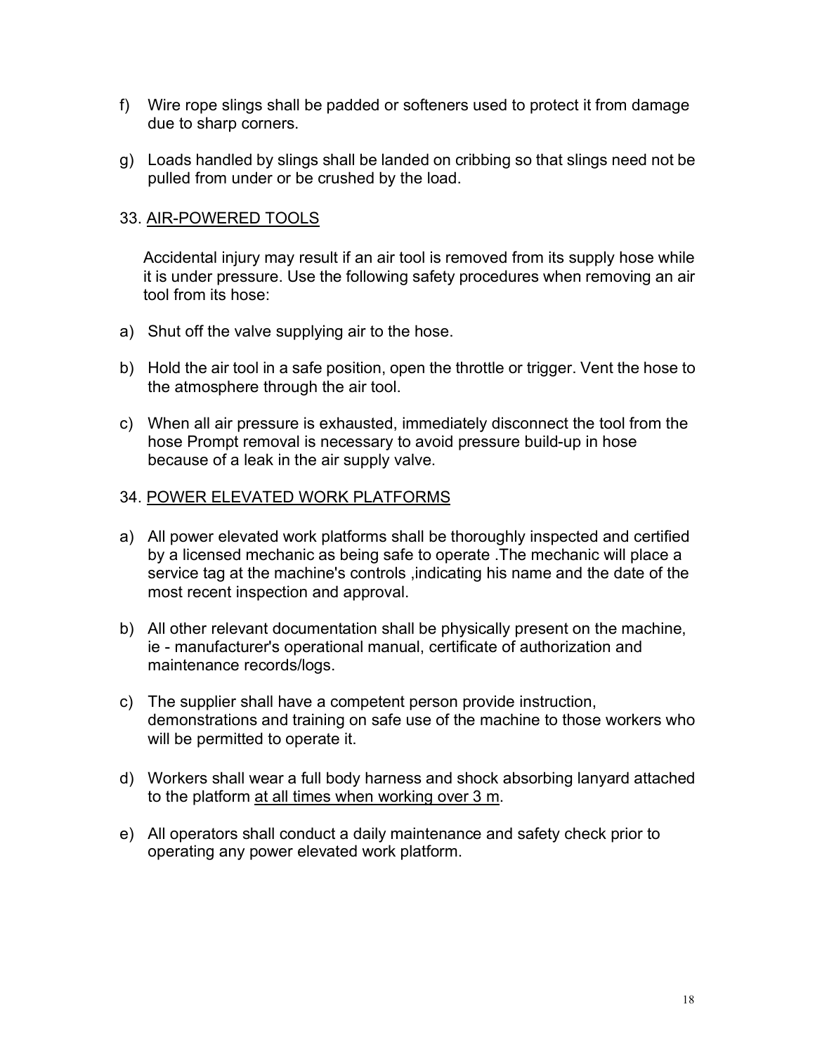f) Wire rope slings shall be padded or softeners used to protect it from damage due to sharp corners.

g) Loads handled by slings shall be landed on cribbing so that slings need not be pulled from under or be crushed by the load.

## 33. AIR-POWERED TOOLS

Accidental injury may result if an air tool is removed from its supply hose while it is under pressure. Use the following safety procedures when removing an air tool from its hose:

a) Shut off the valve supplying air to the hose.

b) Hold the air tool in a safe position, open the throttle or trigger. Vent the hose to the atmosphere through the air tool.

c) When all air pressure is exhausted, immediately disconnect the tool from the hose Prompt removal is necessary to avoid pressure build-up in hose because of a leak in the air supply valve.

## 34. POWER ELEVATED WORK PLATFORMS

a) All power elevated work platforms shall be thoroughly inspected and certified by a licensed mechanic as being safe to operate .The mechanic will place a service tag at the machine's controls ,indicating his name and the date of the most recent inspection and approval.

b) All other relevant documentation shall be physically present on the machine, ie - manufacturer's operational manual, certificate of authorization and maintenance records/logs.

c) The supplier shall have a competent person provide instruction, demonstrations and training on safe use of the machine to those workers who will be permitted to operate it.

d) Workers shall wear a full body harness and shock absorbing lanyard attached to the platform <u>at all times when working over 3 m</u>.

e) All operators shall conduct a daily maintenance and safety check prior to operating any power elevated work platform.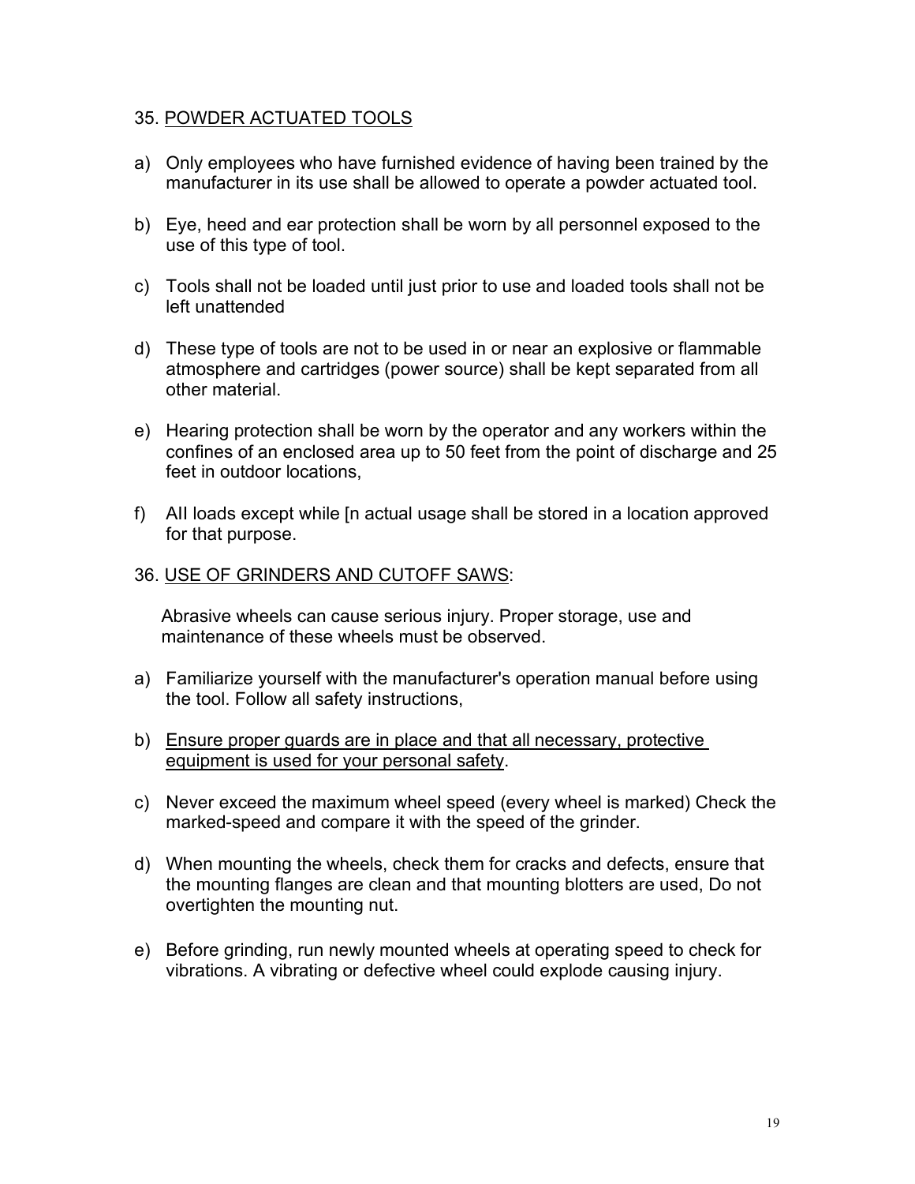35. <u>POWDER ACTUATED TOOLS</u>

a) Only employees who have furnished evidence of having been trained by the manufacturer in its use shall be allowed to operate a powder actuated tool.

b) Eye, heed and ear protection shall be worn by all personnel exposed to the use of this type of tool.

c) Tools shall not be loaded until just prior to use and loaded tools shall not be left unattended

d) These type of tools are not to be used in or near an explosive or flammable atmosphere and cartridges (power source) shall be kept separated from all other material.

e) Hearing protection shall be worn by the operator and any workers within the confines of an enclosed area up to 50 feet from the point of discharge and 25 feet in outdoor locations,

f) AII loads except while [n actual usage shall be stored in a location approved for that purpose.

36. <u>USE OF GRINDERS AND CUTOFF SAWS</u>:

Abrasive wheels can cause serious injury. Proper storage, use and maintenance of these wheels must be observed.

a) Familiarize yourself with the manufacturer's operation manual before using the tool. Follow all safety instructions,

b) <u>Ensure proper guards are in place and that all necessary, protective equipment is used for your personal safety</u>.

c) Never exceed the maximum wheel speed (every wheel is marked) Check the marked-speed and compare it with the speed of the grinder.

d) When mounting the wheels, check them for cracks and defects, ensure that the mounting flanges are clean and that mounting blotters are used, Do not overtighten the mounting nut.

e) Before grinding, run newly mounted wheels at operating speed to check for vibrations. A vibrating or defective wheel could explode causing injury.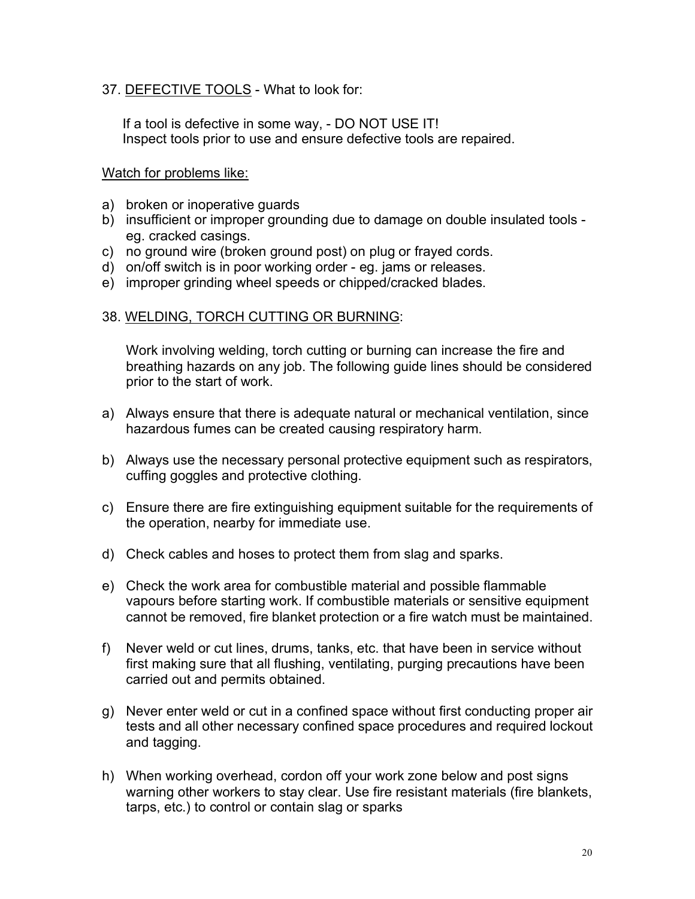37. <u>DEFECTIVE TOOLS</u> - What to look for:

If a tool is defective in some way, - DO NOT USE IT!
Inspect tools prior to use and ensure defective tools are repaired.

<u>Watch for problems like:</u>

a) broken or inoperative guards
b) insufficient or improper grounding due to damage on double insulated tools - eg. cracked casings.
c) no ground wire (broken ground post) on plug or frayed cords.
d) on/off switch is in poor working order - eg. jams or releases.
e) improper grinding wheel speeds or chipped/cracked blades.

38. <u>WELDING, TORCH CUTTING OR BURNING</u>:

Work involving welding, torch cutting or burning can increase the fire and breathing hazards on any job. The following guide lines should be considered prior to the start of work.

a) Always ensure that there is adequate natural or mechanical ventilation, since hazardous fumes can be created causing respiratory harm.

b) Always use the necessary personal protective equipment such as respirators, cuffing goggles and protective clothing.

c) Ensure there are fire extinguishing equipment suitable for the requirements of the operation, nearby for immediate use.

d) Check cables and hoses to protect them from slag and sparks.

e) Check the work area for combustible material and possible flammable vapours before starting work. If combustible materials or sensitive equipment cannot be removed, fire blanket protection or a fire watch must be maintained.

f) Never weld or cut lines, drums, tanks, etc. that have been in service without first making sure that all flushing, ventilating, purging precautions have been carried out and permits obtained.

g) Never enter weld or cut in a confined space without first conducting proper air tests and all other necessary confined space procedures and required lockout and tagging.

h) When working overhead, cordon off your work zone below and post signs warning other workers to stay clear. Use fire resistant materials (fire blankets, tarps, etc.) to control or contain slag or sparks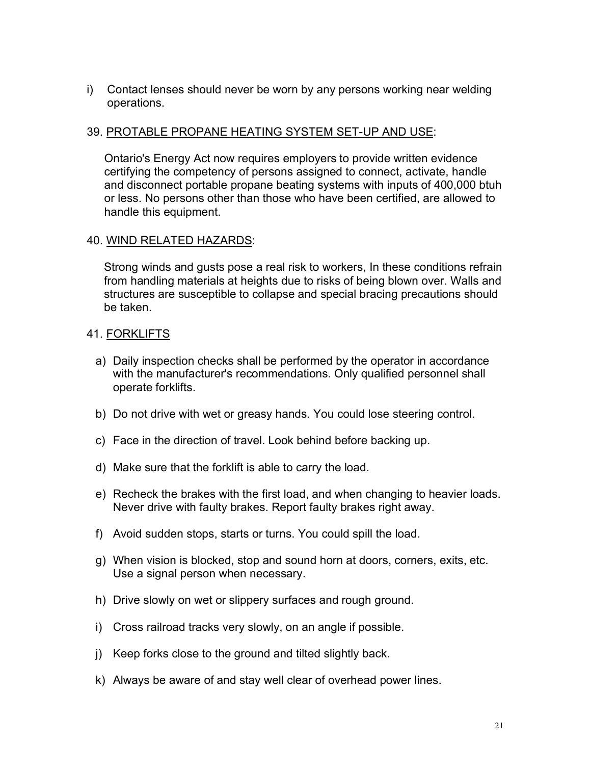i) Contact lenses should never be worn by any persons working near welding operations.

39. <u>PROTABLE PROPANE HEATING SYSTEM SET-UP AND USE</u>:

Ontario's Energy Act now requires employers to provide written evidence certifying the competency of persons assigned to connect, activate, handle and disconnect portable propane beating systems with inputs of 400,000 btuh or less. No persons other than those who have been certified, are allowed to handle this equipment.

40. <u>WIND RELATED HAZARDS</u>:

Strong winds and gusts pose a real risk to workers, In these conditions refrain from handling materials at heights due to risks of being blown over. Walls and structures are susceptible to collapse and special bracing precautions should be taken.

41. <u>FORKLIFTS</u>

a) Daily inspection checks shall be performed by the operator in accordance with the manufacturer's recommendations. Only qualified personnel shall operate forklifts.

b) Do not drive with wet or greasy hands. You could lose steering control.

c) Face in the direction of travel. Look behind before backing up.

d) Make sure that the forklift is able to carry the load.

e) Recheck the brakes with the first load, and when changing to heavier loads. Never drive with faulty brakes. Report faulty brakes right away.

f) Avoid sudden stops, starts or turns. You could spill the load.

g) When vision is blocked, stop and sound horn at doors, corners, exits, etc. Use a signal person when necessary.

h) Drive slowly on wet or slippery surfaces and rough ground.

i) Cross railroad tracks very slowly, on an angle if possible.

j) Keep forks close to the ground and tilted slightly back.

k) Always be aware of and stay well clear of overhead power lines.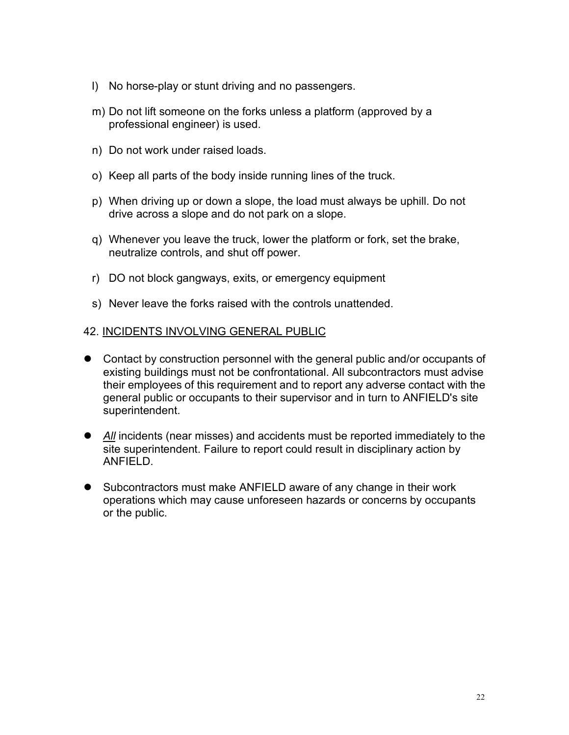l) No horse-play or stunt driving and no passengers.

m) Do not lift someone on the forks unless a platform (approved by a professional engineer) is used.

n) Do not work under raised loads.

o) Keep all parts of the body inside running lines of the truck.

p) When driving up or down a slope, the load must always be uphill. Do not drive across a slope and do not park on a slope.

q) Whenever you leave the truck, lower the platform or fork, set the brake, neutralize controls, and shut off power.

r) DO not block gangways, exits, or emergency equipment

s) Never leave the forks raised with the controls unattended.

## 42. INCIDENTS INVOLVING GENERAL PUBLIC

- Contact by construction personnel with the general public and/or occupants of existing buildings must not be confrontational. All subcontractors must advise their employees of this requirement and to report any adverse contact with the general public or occupants to their supervisor and in turn to ANFIELD's site superintendent.

- ***All*** incidents (near misses) and accidents must be reported immediately to the site superintendent. Failure to report could result in disciplinary action by ANFIELD.

- Subcontractors must make ANFIELD aware of any change in their work operations which may cause unforeseen hazards or concerns by occupants or the public.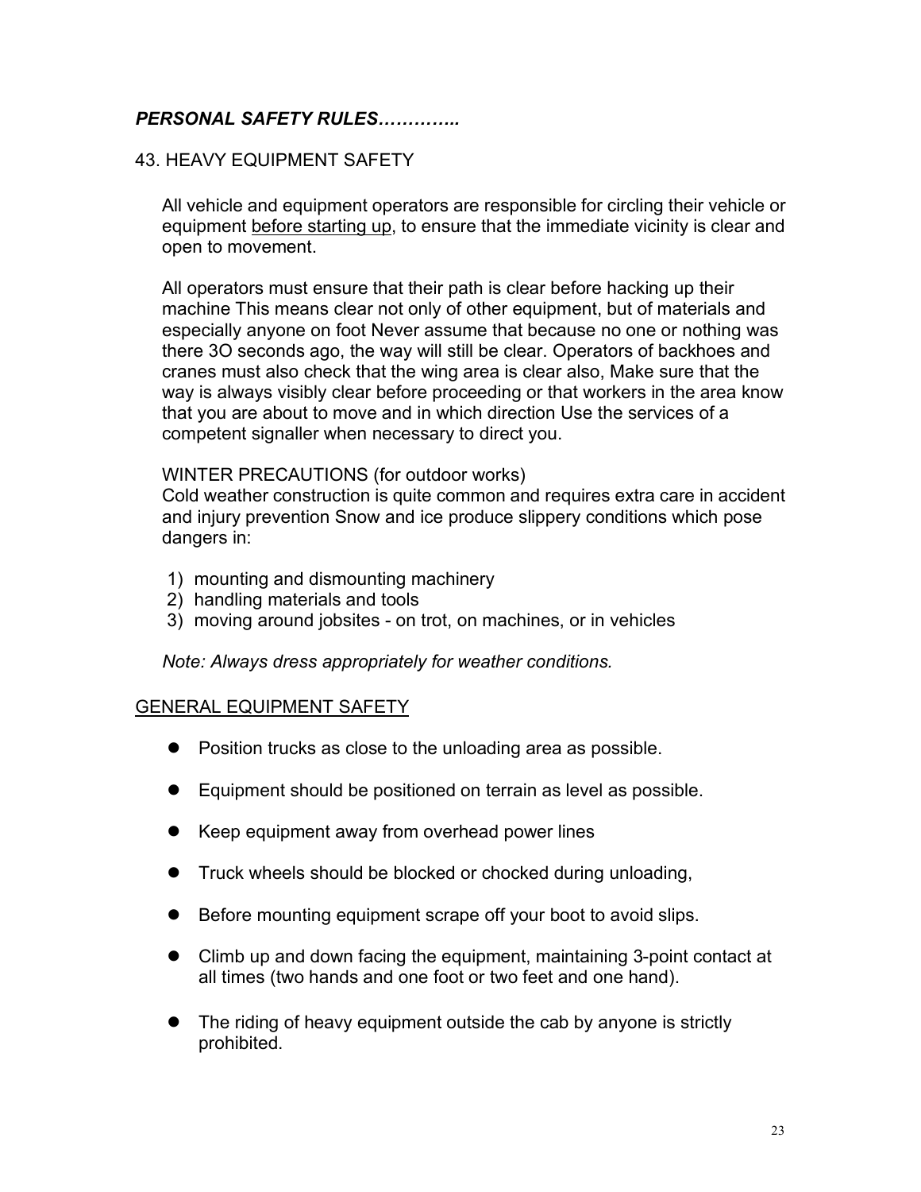***PERSONAL SAFETY RULES…………..***

43. HEAVY EQUIPMENT SAFETY

All vehicle and equipment operators are responsible for circling their vehicle or equipment <u>before starting up</u>, to ensure that the immediate vicinity is clear and open to movement.

All operators must ensure that their path is clear before hacking up their machine This means clear not only of other equipment, but of materials and especially anyone on foot Never assume that because no one or nothing was there 3O seconds ago, the way will still be clear. Operators of backhoes and cranes must also check that the wing area is clear also, Make sure that the way is always visibly clear before proceeding or that workers in the area know that you are about to move and in which direction Use the services of a competent signaller when necessary to direct you.

WINTER PRECAUTIONS (for outdoor works)
Cold weather construction is quite common and requires extra care in accident and injury prevention Snow and ice produce slippery conditions which pose dangers in:

1) mounting and dismounting machinery
2) handling materials and tools
3) moving around jobsites - on trot, on machines, or in vehicles

*Note: Always dress appropriately for weather conditions.*

<u>GENERAL EQUIPMENT SAFETY</u>

- Position trucks as close to the unloading area as possible.
- Equipment should be positioned on terrain as level as possible.
- Keep equipment away from overhead power lines
- Truck wheels should be blocked or chocked during unloading,
- Before mounting equipment scrape off your boot to avoid slips.
- Climb up and down facing the equipment, maintaining 3-point contact at all times (two hands and one foot or two feet and one hand).
- The riding of heavy equipment outside the cab by anyone is strictly prohibited.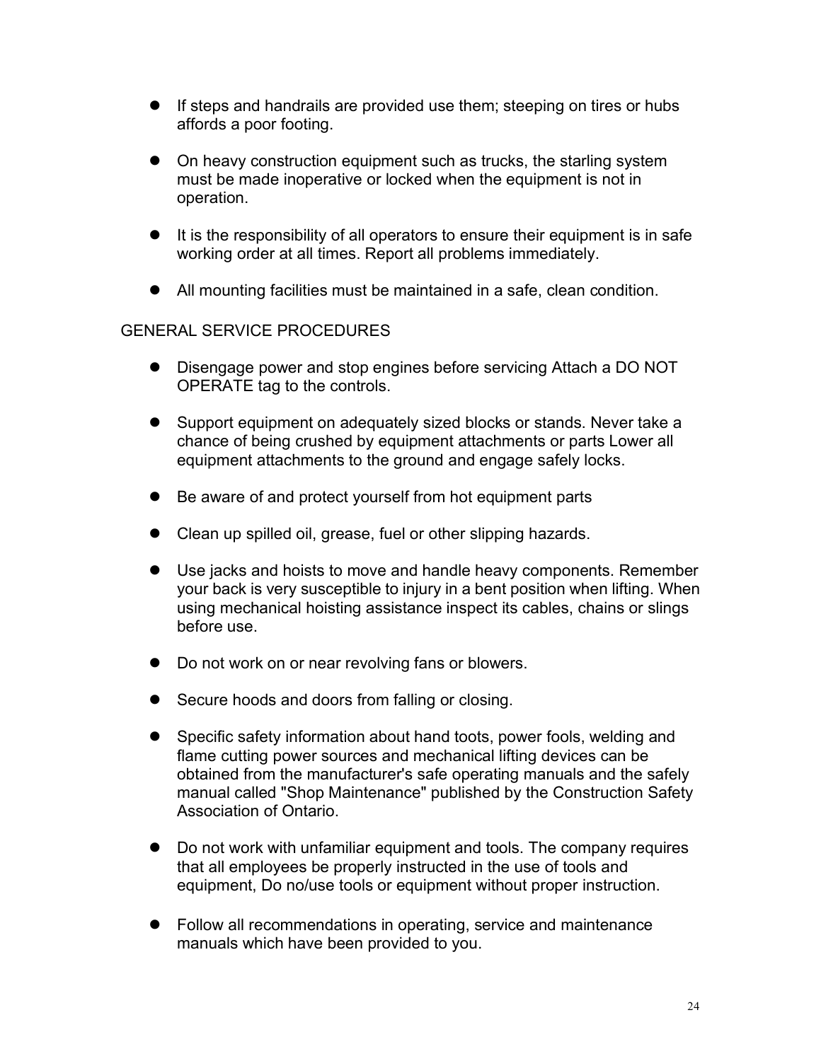- If steps and handrails are provided use them; steeping on tires or hubs affords a poor footing.
- On heavy construction equipment such as trucks, the starling system must be made inoperative or locked when the equipment is not in operation.
- It is the responsibility of all operators to ensure their equipment is in safe working order at all times. Report all problems immediately.
- All mounting facilities must be maintained in a safe, clean condition.

GENERAL SERVICE PROCEDURES

- Disengage power and stop engines before servicing Attach a DO NOT OPERATE tag to the controls.
- Support equipment on adequately sized blocks or stands. Never take a chance of being crushed by equipment attachments or parts Lower all equipment attachments to the ground and engage safely locks.
- Be aware of and protect yourself from hot equipment parts
- Clean up spilled oil, grease, fuel or other slipping hazards.
- Use jacks and hoists to move and handle heavy components. Remember your back is very susceptible to injury in a bent position when lifting. When using mechanical hoisting assistance inspect its cables, chains or slings before use.
- Do not work on or near revolving fans or blowers.
- Secure hoods and doors from falling or closing.
- Specific safety information about hand toots, power fools, welding and flame cutting power sources and mechanical lifting devices can be obtained from the manufacturer's safe operating manuals and the safely manual called "Shop Maintenance" published by the Construction Safety Association of Ontario.
- Do not work with unfamiliar equipment and tools. The company requires that all employees be properly instructed in the use of tools and equipment, Do no/use tools or equipment without proper instruction.
- Follow all recommendations in operating, service and maintenance manuals which have been provided to you.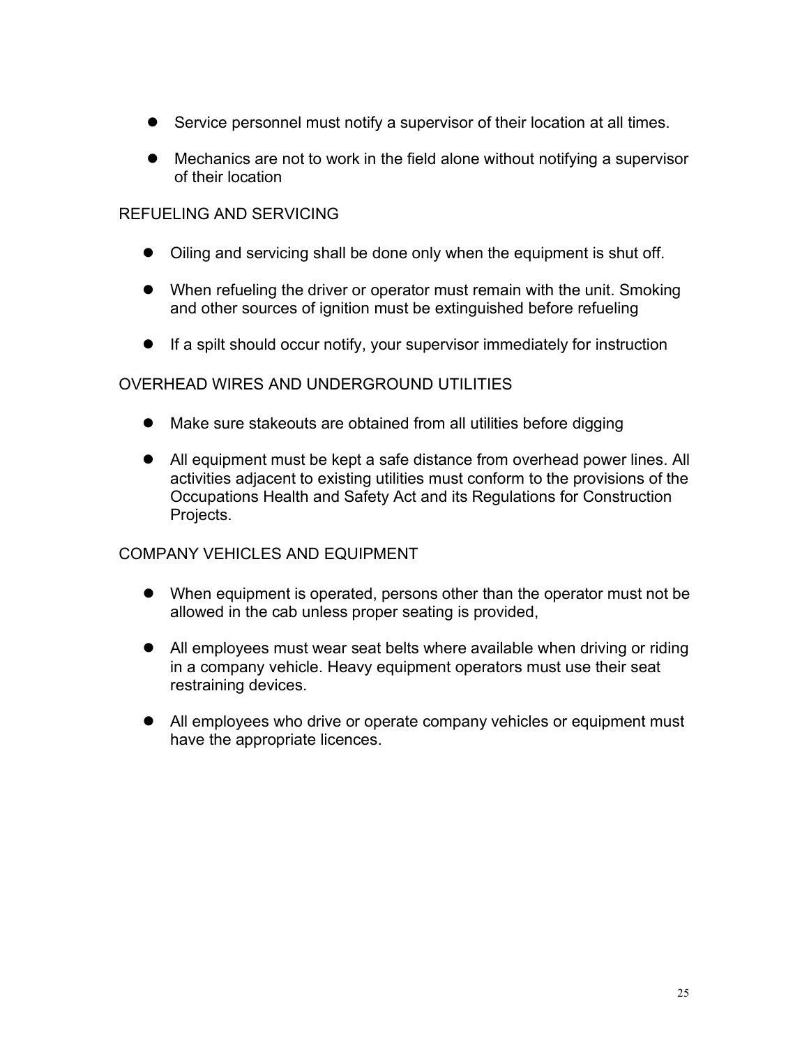- Service personnel must notify a supervisor of their location at all times.
- Mechanics are not to work in the field alone without notifying a supervisor of their location

## REFUELING AND SERVICING

- Oiling and servicing shall be done only when the equipment is shut off.
- When refueling the driver or operator must remain with the unit. Smoking and other sources of ignition must be extinguished before refueling
- If a spilt should occur notify, your supervisor immediately for instruction

## OVERHEAD WIRES AND UNDERGROUND UTILITIES

- Make sure stakeouts are obtained from all utilities before digging
- All equipment must be kept a safe distance from overhead power lines. All activities adjacent to existing utilities must conform to the provisions of the Occupations Health and Safety Act and its Regulations for Construction Projects.

## COMPANY VEHICLES AND EQUIPMENT

- When equipment is operated, persons other than the operator must not be allowed in the cab unless proper seating is provided,
- All employees must wear seat belts where available when driving or riding in a company vehicle. Heavy equipment operators must use their seat restraining devices.
- All employees who drive or operate company vehicles or equipment must have the appropriate licences.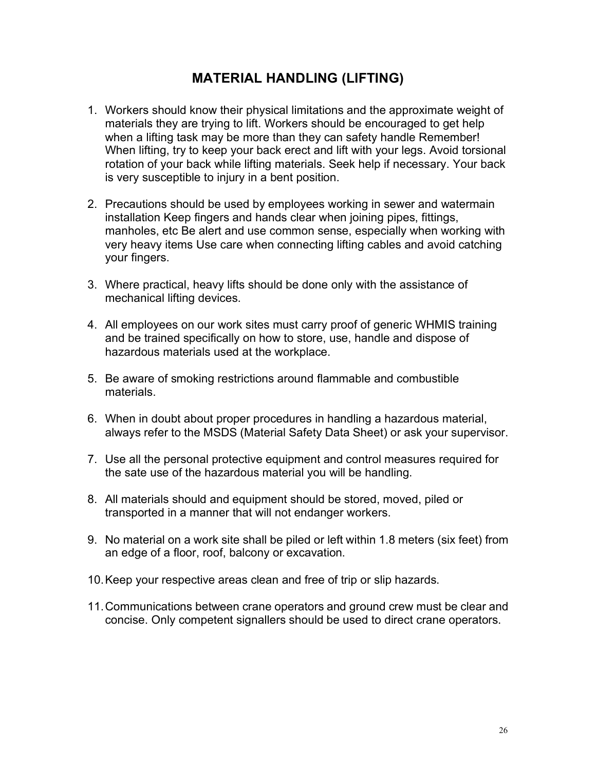## MATERIAL HANDLING (LIFTING)

1. Workers should know their physical limitations and the approximate weight of materials they are trying to lift. Workers should be encouraged to get help when a lifting task may be more than they can safety handle Remember! When lifting, try to keep your back erect and lift with your legs. Avoid torsional rotation of your back while lifting materials. Seek help if necessary. Your back is very susceptible to injury in a bent position.

2. Precautions should be used by employees working in sewer and watermain installation Keep fingers and hands clear when joining pipes, fittings, manholes, etc Be alert and use common sense, especially when working with very heavy items Use care when connecting lifting cables and avoid catching your fingers.

3. Where practical, heavy lifts should be done only with the assistance of mechanical lifting devices.

4. All employees on our work sites must carry proof of generic WHMIS training and be trained specifically on how to store, use, handle and dispose of hazardous materials used at the workplace.

5. Be aware of smoking restrictions around flammable and combustible materials.

6. When in doubt about proper procedures in handling a hazardous material, always refer to the MSDS (Material Safety Data Sheet) or ask your supervisor.

7. Use all the personal protective equipment and control measures required for the sate use of the hazardous material you will be handling.

8. All materials should and equipment should be stored, moved, piled or transported in a manner that will not endanger workers.

9. No material on a work site shall be piled or left within 1.8 meters (six feet) from an edge of a floor, roof, balcony or excavation.

10. Keep your respective areas clean and free of trip or slip hazards.

11. Communications between crane operators and ground crew must be clear and concise. Only competent signallers should be used to direct crane operators.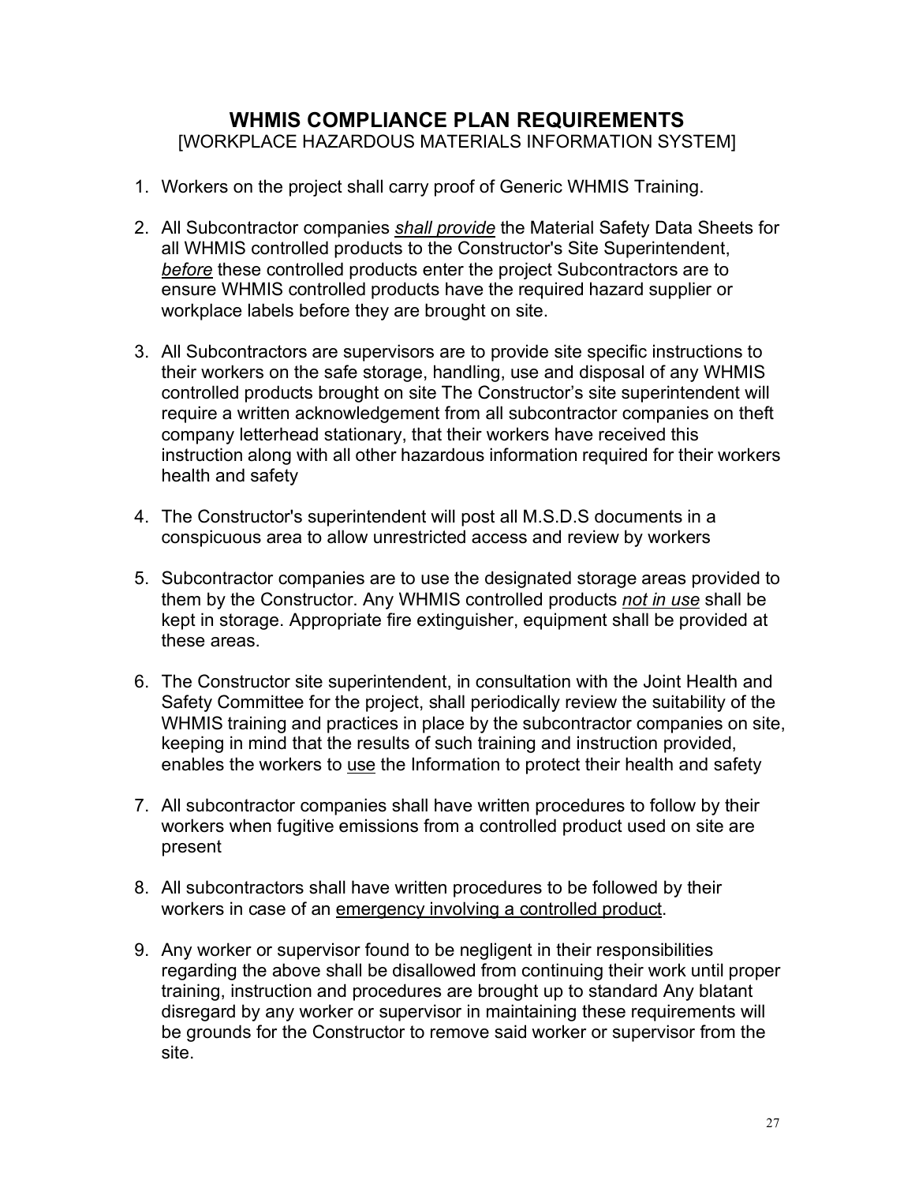# WHMIS COMPLIANCE PLAN REQUIREMENTS

[WORKPLACE HAZARDOUS MATERIALS INFORMATION SYSTEM]

1. Workers on the project shall carry proof of Generic WHMIS Training.

2. All Subcontractor companies ***shall provide*** the Material Safety Data Sheets for all WHMIS controlled products to the Constructor's Site Superintendent, ***before*** these controlled products enter the project Subcontractors are to ensure WHMIS controlled products have the required hazard supplier or workplace labels before they are brought on site.

3. All Subcontractors are supervisors are to provide site specific instructions to their workers on the safe storage, handling, use and disposal of any WHMIS controlled products brought on site The Constructor's site superintendent will require a written acknowledgement from all subcontractor companies on theft company letterhead stationary, that their workers have received this instruction along with all other hazardous information required for their workers health and safety

4. The Constructor's superintendent will post all M.S.D.S documents in a conspicuous area to allow unrestricted access and review by workers

5. Subcontractor companies are to use the designated storage areas provided to them by the Constructor. Any WHMIS controlled products ***not in use*** shall be kept in storage. Appropriate fire extinguisher, equipment shall be provided at these areas.

6. The Constructor site superintendent, in consultation with the Joint Health and Safety Committee for the project, shall periodically review the suitability of the WHMIS training and practices in place by the subcontractor companies on site, keeping in mind that the results of such training and instruction provided, enables the workers to <u>use</u> the Information to protect their health and safety

7. All subcontractor companies shall have written procedures to follow by their workers when fugitive emissions from a controlled product used on site are present

8. All subcontractors shall have written procedures to be followed by their workers in case of an <u>emergency involving a controlled product</u>.

9. Any worker or supervisor found to be negligent in their responsibilities regarding the above shall be disallowed from continuing their work until proper training, instruction and procedures are brought up to standard Any blatant disregard by any worker or supervisor in maintaining these requirements will be grounds for the Constructor to remove said worker or supervisor from the site.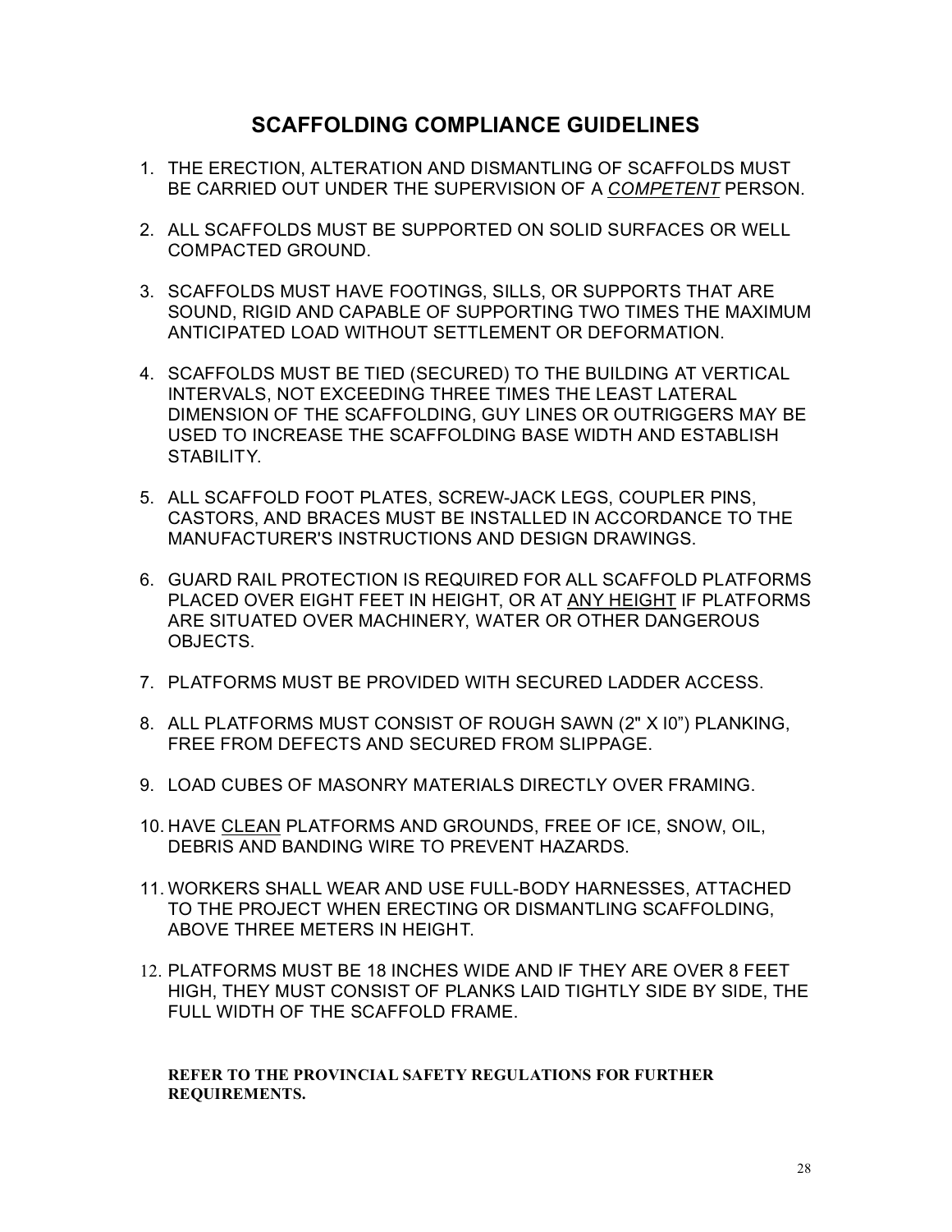# SCAFFOLDING COMPLIANCE GUIDELINES

1. THE ERECTION, ALTERATION AND DISMANTLING OF SCAFFOLDS MUST BE CARRIED OUT UNDER THE SUPERVISION OF A *COMPETENT* PERSON.

2. ALL SCAFFOLDS MUST BE SUPPORTED ON SOLID SURFACES OR WELL COMPACTED GROUND.

3. SCAFFOLDS MUST HAVE FOOTINGS, SILLS, OR SUPPORTS THAT ARE SOUND, RIGID AND CAPABLE OF SUPPORTING TWO TIMES THE MAXIMUM ANTICIPATED LOAD WITHOUT SETTLEMENT OR DEFORMATION.

4. SCAFFOLDS MUST BE TIED (SECURED) TO THE BUILDING AT VERTICAL INTERVALS, NOT EXCEEDING THREE TIMES THE LEAST LATERAL DIMENSION OF THE SCAFFOLDING, GUY LINES OR OUTRIGGERS MAY BE USED TO INCREASE THE SCAFFOLDING BASE WIDTH AND ESTABLISH STABILITY.

5. ALL SCAFFOLD FOOT PLATES, SCREW-JACK LEGS, COUPLER PINS, CASTORS, AND BRACES MUST BE INSTALLED IN ACCORDANCE TO THE MANUFACTURER'S INSTRUCTIONS AND DESIGN DRAWINGS.

6. GUARD RAIL PROTECTION IS REQUIRED FOR ALL SCAFFOLD PLATFORMS PLACED OVER EIGHT FEET IN HEIGHT, OR AT ANY HEIGHT IF PLATFORMS ARE SITUATED OVER MACHINERY, WATER OR OTHER DANGEROUS OBJECTS.

7. PLATFORMS MUST BE PROVIDED WITH SECURED LADDER ACCESS.

8. ALL PLATFORMS MUST CONSIST OF ROUGH SAWN (2" X I0") PLANKING, FREE FROM DEFECTS AND SECURED FROM SLIPPAGE.

9. LOAD CUBES OF MASONRY MATERIALS DIRECTLY OVER FRAMING.

10. HAVE CLEAN PLATFORMS AND GROUNDS, FREE OF ICE, SNOW, OIL, DEBRIS AND BANDING WIRE TO PREVENT HAZARDS.

11. WORKERS SHALL WEAR AND USE FULL-BODY HARNESSES, ATTACHED TO THE PROJECT WHEN ERECTING OR DISMANTLING SCAFFOLDING, ABOVE THREE METERS IN HEIGHT.

12. PLATFORMS MUST BE 18 INCHES WIDE AND IF THEY ARE OVER 8 FEET HIGH, THEY MUST CONSIST OF PLANKS LAID TIGHTLY SIDE BY SIDE, THE FULL WIDTH OF THE SCAFFOLD FRAME.

**REFER TO THE PROVINCIAL SAFETY REGULATIONS FOR FURTHER REQUIREMENTS.**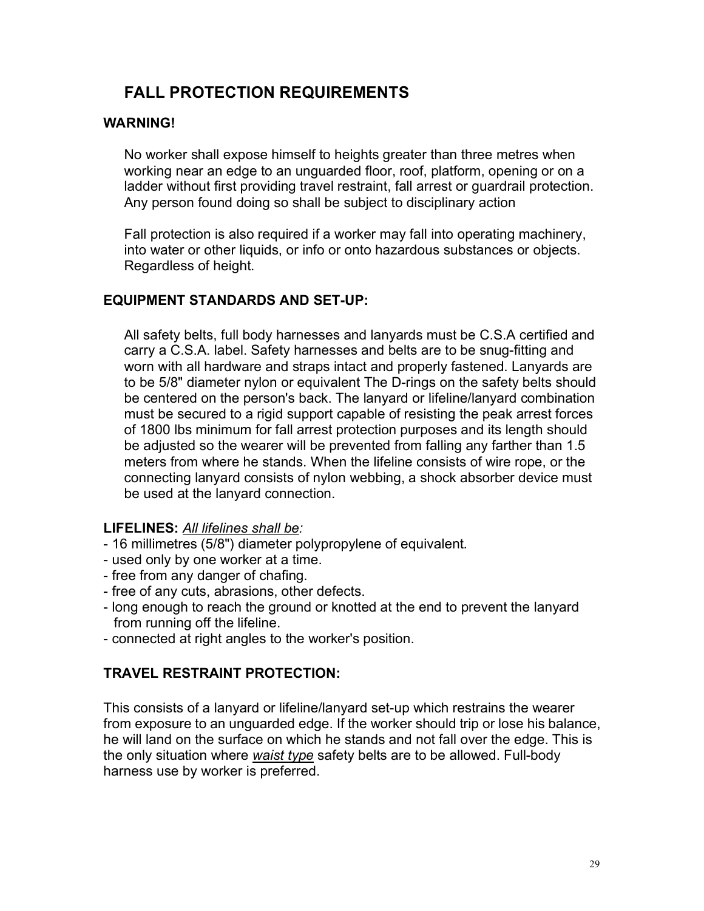## FALL PROTECTION REQUIREMENTS

**WARNING!**

No worker shall expose himself to heights greater than three metres when working near an edge to an unguarded floor, roof, platform, opening or on a ladder without first providing travel restraint, fall arrest or guardrail protection. Any person found doing so shall be subject to disciplinary action

Fall protection is also required if a worker may fall into operating machinery, into water or other liquids, or info or onto hazardous substances or objects. Regardless of height.

**EQUIPMENT STANDARDS AND SET-UP:**

All safety belts, full body harnesses and lanyards must be C.S.A certified and carry a C.S.A. label. Safety harnesses and belts are to be snug-fitting and worn with all hardware and straps intact and properly fastened. Lanyards are to be 5/8" diameter nylon or equivalent The D-rings on the safety belts should be centered on the person's back. The lanyard or lifeline/lanyard combination must be secured to a rigid support capable of resisting the peak arrest forces of 1800 lbs minimum for fall arrest protection purposes and its length should be adjusted so the wearer will be prevented from falling any farther than 1.5 meters from where he stands. When the lifeline consists of wire rope, or the connecting lanyard consists of nylon webbing, a shock absorber device must be used at the lanyard connection.

**LIFELINES:** *All lifelines shall be:*

- 16 millimetres (5/8") diameter polypropylene of equivalent.
- used only by one worker at a time.
- free from any danger of chafing.
- free of any cuts, abrasions, other defects.
- long enough to reach the ground or knotted at the end to prevent the lanyard from running off the lifeline.
- connected at right angles to the worker's position.

**TRAVEL RESTRAINT PROTECTION:**

This consists of a lanyard or lifeline/lanyard set-up which restrains the wearer from exposure to an unguarded edge. If the worker should trip or lose his balance, he will land on the surface on which he stands and not fall over the edge. This is the only situation where *waist type* safety belts are to be allowed. Full-body harness use by worker is preferred.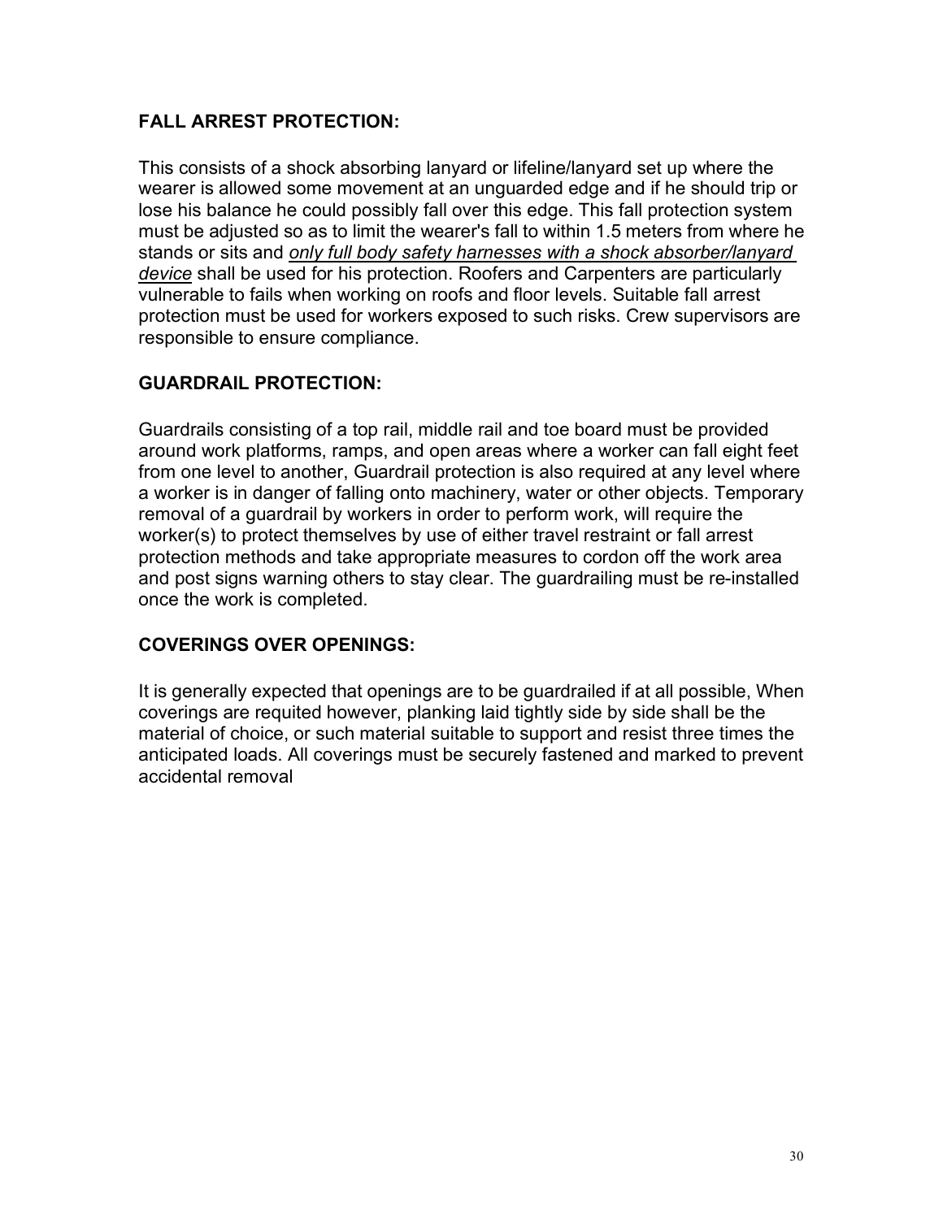## FALL ARREST PROTECTION:

This consists of a shock absorbing lanyard or lifeline/lanyard set up where the wearer is allowed some movement at an unguarded edge and if he should trip or lose his balance he could possibly fall over this edge. This fall protection system must be adjusted so as to limit the wearer's fall to within 1.5 meters from where he stands or sits and *only full body safety harnesses with a shock absorber/lanyard device* shall be used for his protection. Roofers and Carpenters are particularly vulnerable to fails when working on roofs and floor levels. Suitable fall arrest protection must be used for workers exposed to such risks. Crew supervisors are responsible to ensure compliance.

## GUARDRAIL PROTECTION:

Guardrails consisting of a top rail, middle rail and toe board must be provided around work platforms, ramps, and open areas where a worker can fall eight feet from one level to another, Guardrail protection is also required at any level where a worker is in danger of falling onto machinery, water or other objects. Temporary removal of a guardrail by workers in order to perform work, will require the worker(s) to protect themselves by use of either travel restraint or fall arrest protection methods and take appropriate measures to cordon off the work area and post signs warning others to stay clear. The guardrailing must be re-installed once the work is completed.

## COVERINGS OVER OPENINGS:

It is generally expected that openings are to be guardrailed if at all possible, When coverings are requited however, planking laid tightly side by side shall be the material of choice, or such material suitable to support and resist three times the anticipated loads. All coverings must be securely fastened and marked to prevent accidental removal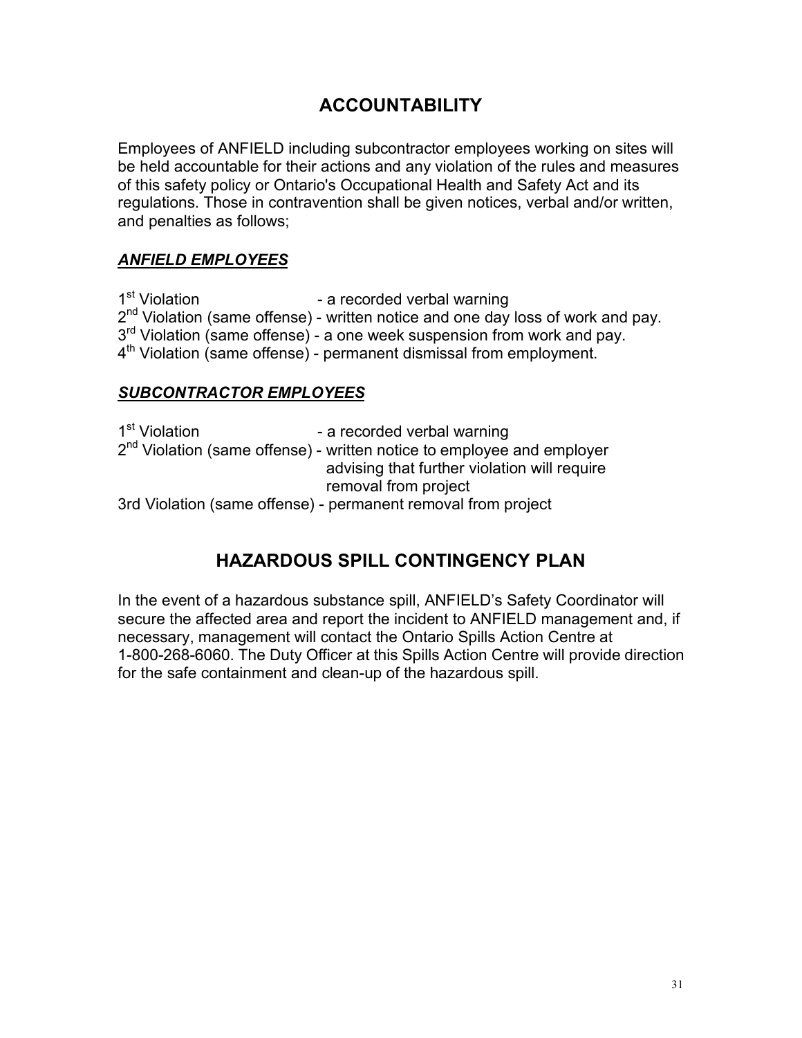## ACCOUNTABILITY

Employees of ANFIELD including subcontractor employees working on sites will be held accountable for their actions and any violation of the rules and measures of this safety policy or Ontario's Occupational Health and Safety Act and its regulations. Those in contravention shall be given notices, verbal and/or written, and penalties as follows;

### ***ANFIELD EMPLOYEES***

1st Violation - a recorded verbal warning
2nd Violation (same offense) - written notice and one day loss of work and pay.
3rd Violation (same offense) - a one week suspension from work and pay.
4th Violation (same offense) - permanent dismissal from employment.

### ***SUBCONTRACTOR EMPLOYEES***

1st Violation - a recorded verbal warning
2nd Violation (same offense) - written notice to employee and employer advising that further violation will require removal from project
3rd Violation (same offense) - permanent removal from project

## HAZARDOUS SPILL CONTINGENCY PLAN

In the event of a hazardous substance spill, ANFIELD's Safety Coordinator will secure the affected area and report the incident to ANFIELD management and, if necessary, management will contact the Ontario Spills Action Centre at 1-800-268-6060. The Duty Officer at this Spills Action Centre will provide direction for the safe containment and clean-up of the hazardous spill.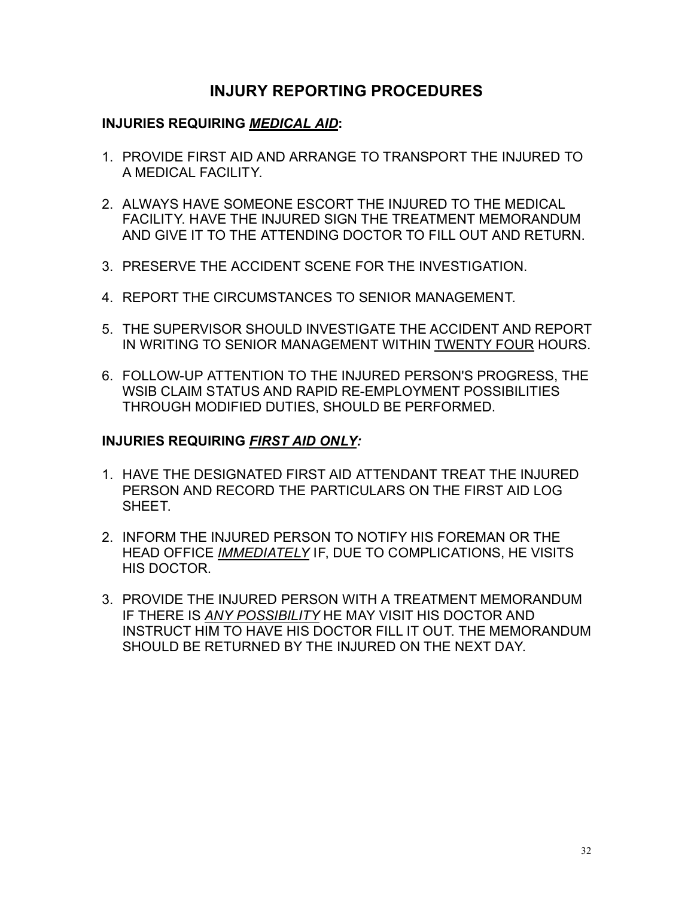# INJURY REPORTING PROCEDURES

**INJURIES REQUIRING *MEDICAL AID*:**

1. PROVIDE FIRST AID AND ARRANGE TO TRANSPORT THE INJURED TO A MEDICAL FACILITY.

2. ALWAYS HAVE SOMEONE ESCORT THE INJURED TO THE MEDICAL FACILITY. HAVE THE INJURED SIGN THE TREATMENT MEMORANDUM AND GIVE IT TO THE ATTENDING DOCTOR TO FILL OUT AND RETURN.

3. PRESERVE THE ACCIDENT SCENE FOR THE INVESTIGATION.

4. REPORT THE CIRCUMSTANCES TO SENIOR MANAGEMENT.

5. THE SUPERVISOR SHOULD INVESTIGATE THE ACCIDENT AND REPORT IN WRITING TO SENIOR MANAGEMENT WITHIN TWENTY FOUR HOURS.

6. FOLLOW-UP ATTENTION TO THE INJURED PERSON'S PROGRESS, THE WSIB CLAIM STATUS AND RAPID RE-EMPLOYMENT POSSIBILITIES THROUGH MODIFIED DUTIES, SHOULD BE PERFORMED.

**INJURIES REQUIRING *FIRST AID ONLY:***

1. HAVE THE DESIGNATED FIRST AID ATTENDANT TREAT THE INJURED PERSON AND RECORD THE PARTICULARS ON THE FIRST AID LOG SHEET.

2. INFORM THE INJURED PERSON TO NOTIFY HIS FOREMAN OR THE HEAD OFFICE *IMMEDIATELY* IF, DUE TO COMPLICATIONS, HE VISITS HIS DOCTOR.

3. PROVIDE THE INJURED PERSON WITH A TREATMENT MEMORANDUM IF THERE IS *ANY POSSIBILITY* HE MAY VISIT HIS DOCTOR AND INSTRUCT HIM TO HAVE HIS DOCTOR FILL IT OUT. THE MEMORANDUM SHOULD BE RETURNED BY THE INJURED ON THE NEXT DAY.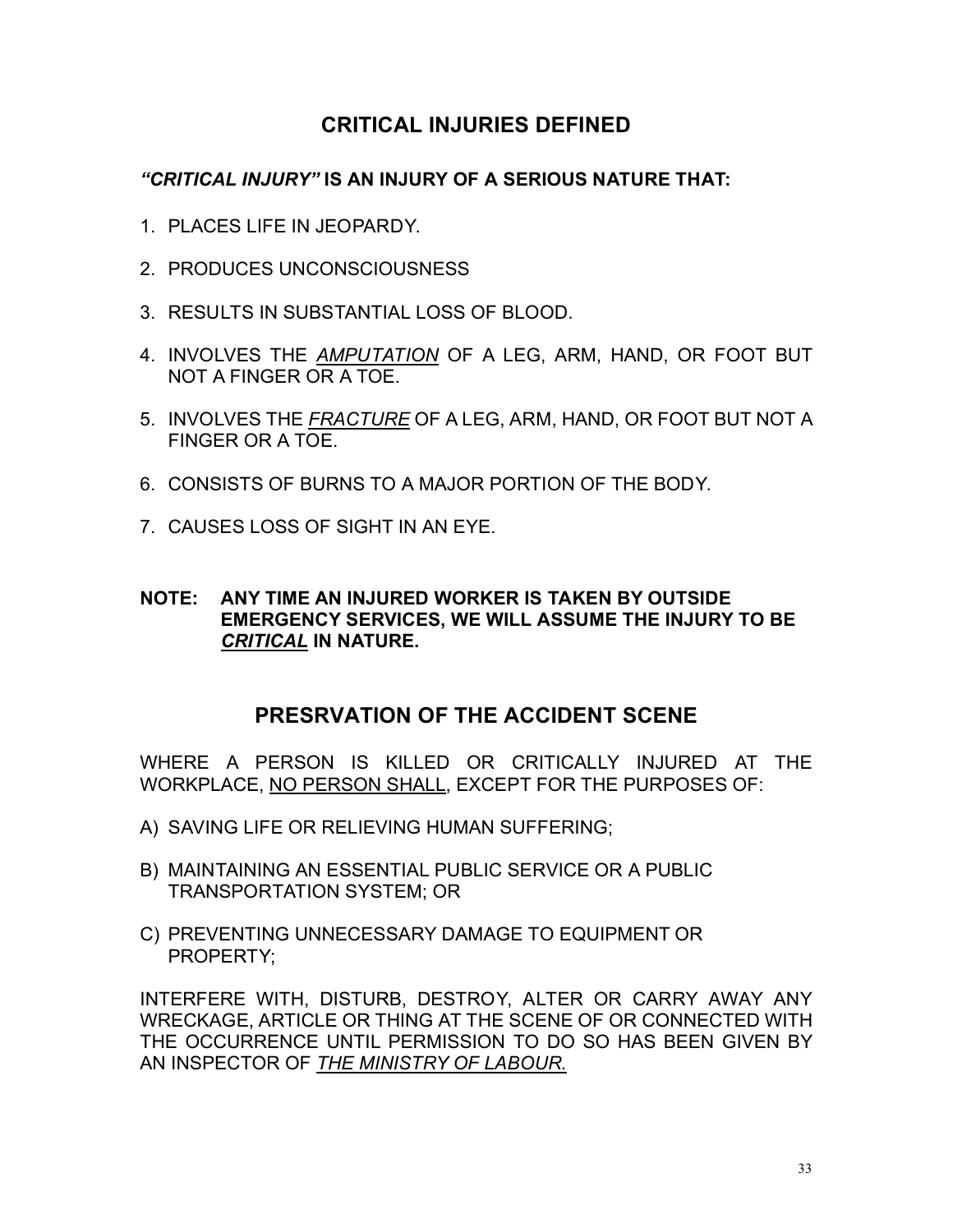## CRITICAL INJURIES DEFINED

***"CRITICAL INJURY"* IS AN INJURY OF A SERIOUS NATURE THAT:**

1. PLACES LIFE IN JEOPARDY.
2. PRODUCES UNCONSCIOUSNESS
3. RESULTS IN SUBSTANTIAL LOSS OF BLOOD.
4. INVOLVES THE ***AMPUTATION*** OF A LEG, ARM, HAND, OR FOOT BUT NOT A FINGER OR A TOE.
5. INVOLVES THE ***FRACTURE*** OF A LEG, ARM, HAND, OR FOOT BUT NOT A FINGER OR A TOE.
6. CONSISTS OF BURNS TO A MAJOR PORTION OF THE BODY.
7. CAUSES LOSS OF SIGHT IN AN EYE.

**NOTE: ANY TIME AN INJURED WORKER IS TAKEN BY OUTSIDE EMERGENCY SERVICES, WE WILL ASSUME THE INJURY TO BE *CRITICAL* IN NATURE.**

## PRESRVATION OF THE ACCIDENT SCENE

WHERE A PERSON IS KILLED OR CRITICALLY INJURED AT THE WORKPLACE, NO PERSON SHALL, EXCEPT FOR THE PURPOSES OF:

A) SAVING LIFE OR RELIEVING HUMAN SUFFERING;

B) MAINTAINING AN ESSENTIAL PUBLIC SERVICE OR A PUBLIC TRANSPORTATION SYSTEM; OR

C) PREVENTING UNNECESSARY DAMAGE TO EQUIPMENT OR PROPERTY;

INTERFERE WITH, DISTURB, DESTROY, ALTER OR CARRY AWAY ANY WRECKAGE, ARTICLE OR THING AT THE SCENE OF OR CONNECTED WITH THE OCCURRENCE UNTIL PERMISSION TO DO SO HAS BEEN GIVEN BY AN INSPECTOR OF *THE MINISTRY OF LABOUR.*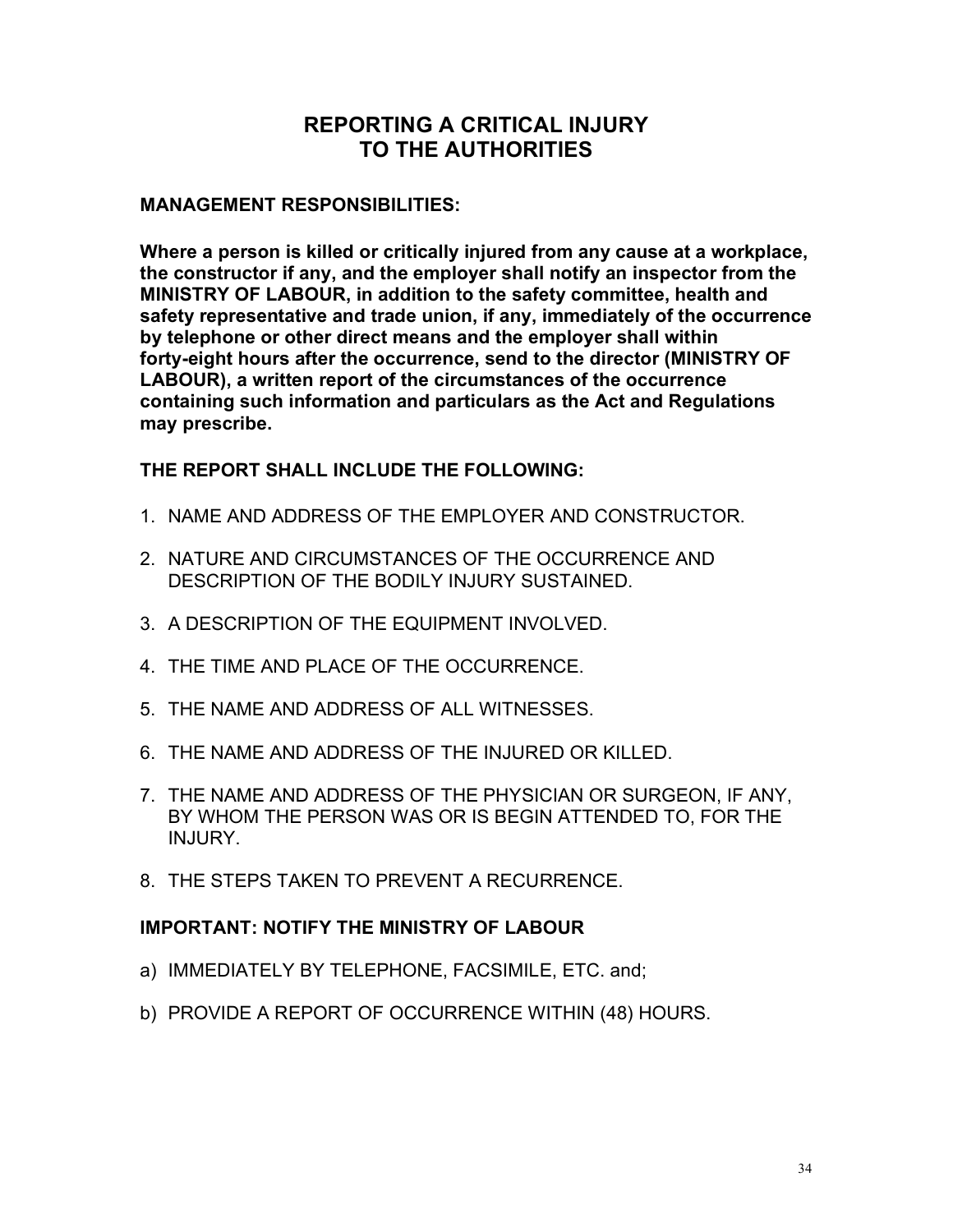# REPORTING A CRITICAL INJURY TO THE AUTHORITIES

## MANAGEMENT RESPONSIBILITIES:

**Where a person is killed or critically injured from any cause at a workplace, the constructor if any, and the employer shall notify an inspector from the MINISTRY OF LABOUR, in addition to the safety committee, health and safety representative and trade union, if any, immediately of the occurrence by telephone or other direct means and the employer shall within forty-eight hours after the occurrence, send to the director (MINISTRY OF LABOUR), a written report of the circumstances of the occurrence containing such information and particulars as the Act and Regulations may prescribe.**

## THE REPORT SHALL INCLUDE THE FOLLOWING:

1. NAME AND ADDRESS OF THE EMPLOYER AND CONSTRUCTOR.
2. NATURE AND CIRCUMSTANCES OF THE OCCURRENCE AND DESCRIPTION OF THE BODILY INJURY SUSTAINED.
3. A DESCRIPTION OF THE EQUIPMENT INVOLVED.
4. THE TIME AND PLACE OF THE OCCURRENCE.
5. THE NAME AND ADDRESS OF ALL WITNESSES.
6. THE NAME AND ADDRESS OF THE INJURED OR KILLED.
7. THE NAME AND ADDRESS OF THE PHYSICIAN OR SURGEON, IF ANY, BY WHOM THE PERSON WAS OR IS BEGIN ATTENDED TO, FOR THE INJURY.
8. THE STEPS TAKEN TO PREVENT A RECURRENCE.

## IMPORTANT: NOTIFY THE MINISTRY OF LABOUR

a) IMMEDIATELY BY TELEPHONE, FACSIMILE, ETC. and;

b) PROVIDE A REPORT OF OCCURRENCE WITHIN (48) HOURS.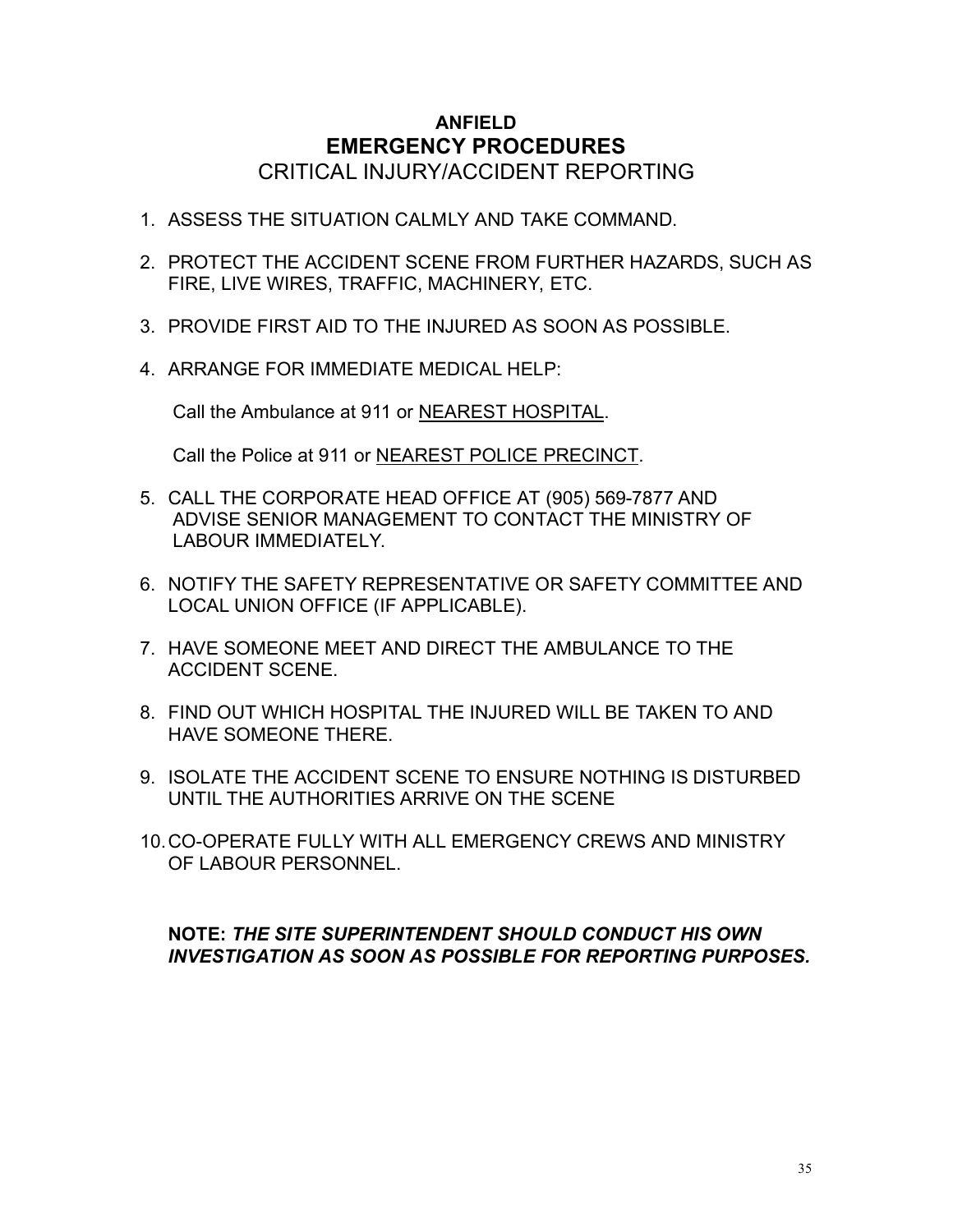# ANFIELD

## EMERGENCY PROCEDURES

### CRITICAL INJURY/ACCIDENT REPORTING

1. ASSESS THE SITUATION CALMLY AND TAKE COMMAND.

2. PROTECT THE ACCIDENT SCENE FROM FURTHER HAZARDS, SUCH AS FIRE, LIVE WIRES, TRAFFIC, MACHINERY, ETC.

3. PROVIDE FIRST AID TO THE INJURED AS SOON AS POSSIBLE.

4. ARRANGE FOR IMMEDIATE MEDICAL HELP:

   Call the Ambulance at 911 or <u>NEAREST HOSPITAL</u>.

   Call the Police at 911 or <u>NEAREST POLICE PRECINCT</u>.

5. CALL THE CORPORATE HEAD OFFICE AT (905) 569-7877 AND ADVISE SENIOR MANAGEMENT TO CONTACT THE MINISTRY OF LABOUR IMMEDIATELY.

6. NOTIFY THE SAFETY REPRESENTATIVE OR SAFETY COMMITTEE AND LOCAL UNION OFFICE (IF APPLICABLE).

7. HAVE SOMEONE MEET AND DIRECT THE AMBULANCE TO THE ACCIDENT SCENE.

8. FIND OUT WHICH HOSPITAL THE INJURED WILL BE TAKEN TO AND HAVE SOMEONE THERE.

9. ISOLATE THE ACCIDENT SCENE TO ENSURE NOTHING IS DISTURBED UNTIL THE AUTHORITIES ARRIVE ON THE SCENE

10. CO-OPERATE FULLY WITH ALL EMERGENCY CREWS AND MINISTRY OF LABOUR PERSONNEL.

**NOTE:** ***THE SITE SUPERINTENDENT SHOULD CONDUCT HIS OWN INVESTIGATION AS SOON AS POSSIBLE FOR REPORTING PURPOSES.***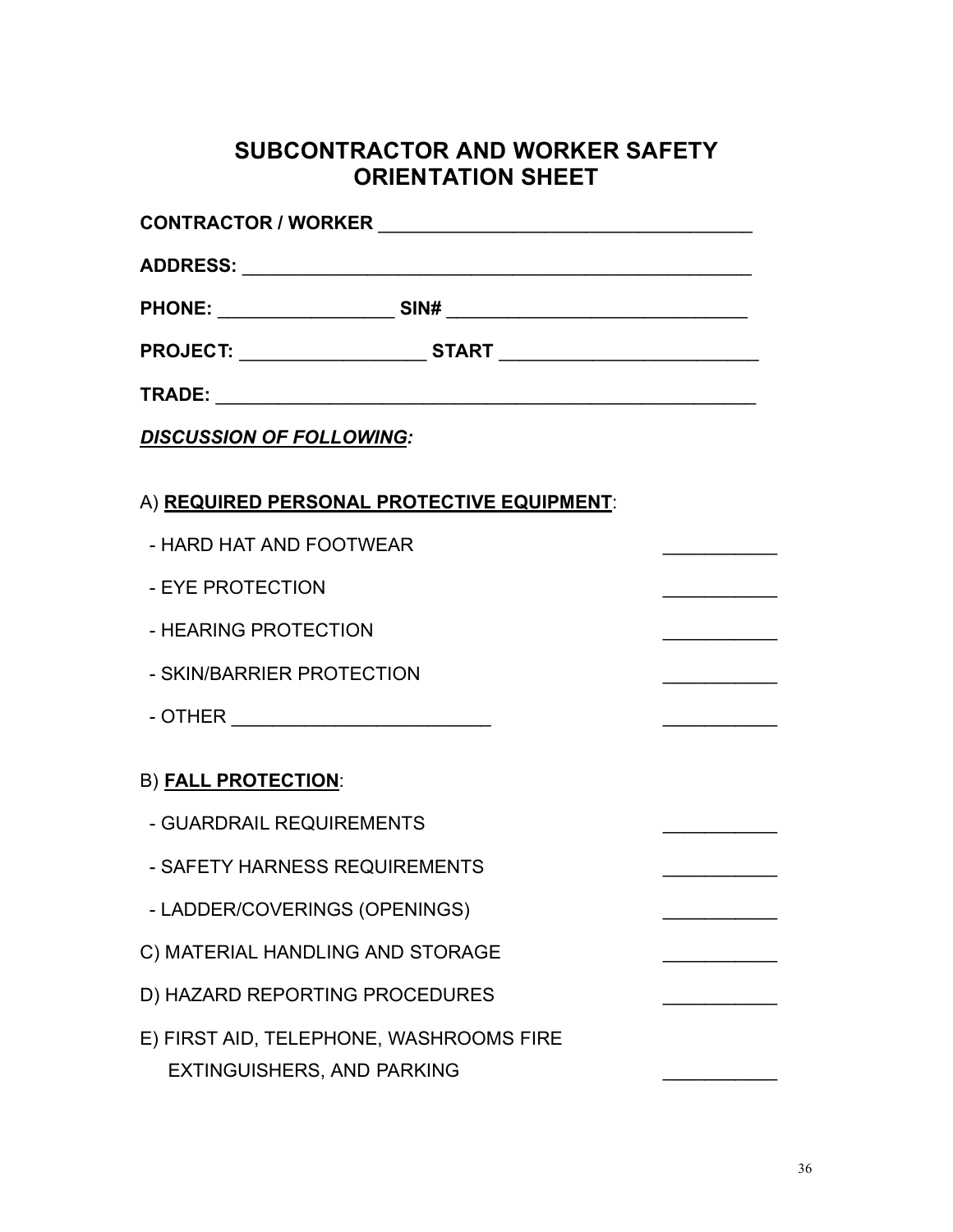# SUBCONTRACTOR AND WORKER SAFETY ORIENTATION SHEET

**CONTRACTOR / WORKER** ____________________________________

**ADDRESS:** __________________________________________________

**PHONE:** _________________ **SIN#** _____________________________

**PROJECT:** __________________ **START** _________________________

**TRADE:** _____________________________________________________

***DISCUSSION OF FOLLOWING:***

A) **REQUIRED PERSONAL PROTECTIVE EQUIPMENT**:

- HARD HAT AND FOOTWEAR ___________
- EYE PROTECTION ___________
- HEARING PROTECTION ___________
- SKIN/BARRIER PROTECTION ___________
- OTHER _________________________ ___________

B) **FALL PROTECTION**:

- GUARDRAIL REQUIREMENTS ___________
- SAFETY HARNESS REQUIREMENTS ___________
- LADDER/COVERINGS (OPENINGS) ___________

C) MATERIAL HANDLING AND STORAGE ___________

D) HAZARD REPORTING PROCEDURES ___________

E) FIRST AID, TELEPHONE, WASHROOMS FIRE EXTINGUISHERS, AND PARKING ___________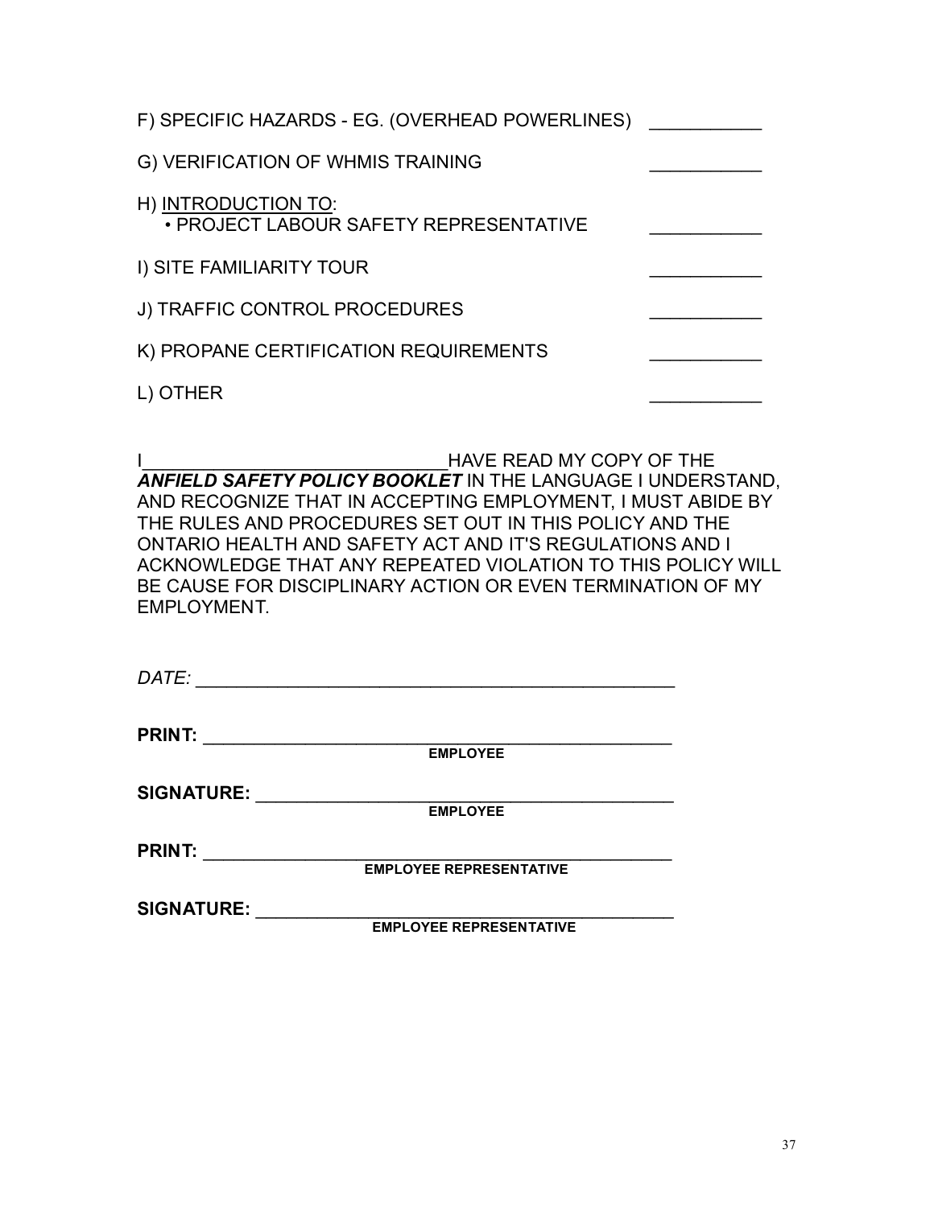F) SPECIFIC HAZARDS - EG. (OVERHEAD POWERLINES) ___________

G) VERIFICATION OF WHMIS TRAINING ___________

H) INTRODUCTION TO:
- PROJECT LABOUR SAFETY REPRESENTATIVE ___________

I) SITE FAMILIARITY TOUR ___________

J) TRAFFIC CONTROL PROCEDURES ___________

K) PROPANE CERTIFICATION REQUIREMENTS ___________

L) OTHER ___________

I______________________________HAVE READ MY COPY OF THE ***ANFIELD SAFETY POLICY BOOKLET*** IN THE LANGUAGE I UNDERSTAND, AND RECOGNIZE THAT IN ACCEPTING EMPLOYMENT, I MUST ABIDE BY THE RULES AND PROCEDURES SET OUT IN THIS POLICY AND THE ONTARIO HEALTH AND SAFETY ACT AND IT'S REGULATIONS AND I ACKNOWLEDGE THAT ANY REPEATED VIOLATION TO THIS POLICY WILL BE CAUSE FOR DISCIPLINARY ACTION OR EVEN TERMINATION OF MY EMPLOYMENT.

*DATE:* ______________________________________________

**PRINT:** ______________________________________________
**EMPLOYEE**

**SIGNATURE:** ______________________________________________
**EMPLOYEE**

**PRINT:** ______________________________________________
**EMPLOYEE REPRESENTATIVE**

**SIGNATURE:** ______________________________________________
**EMPLOYEE REPRESENTATIVE**